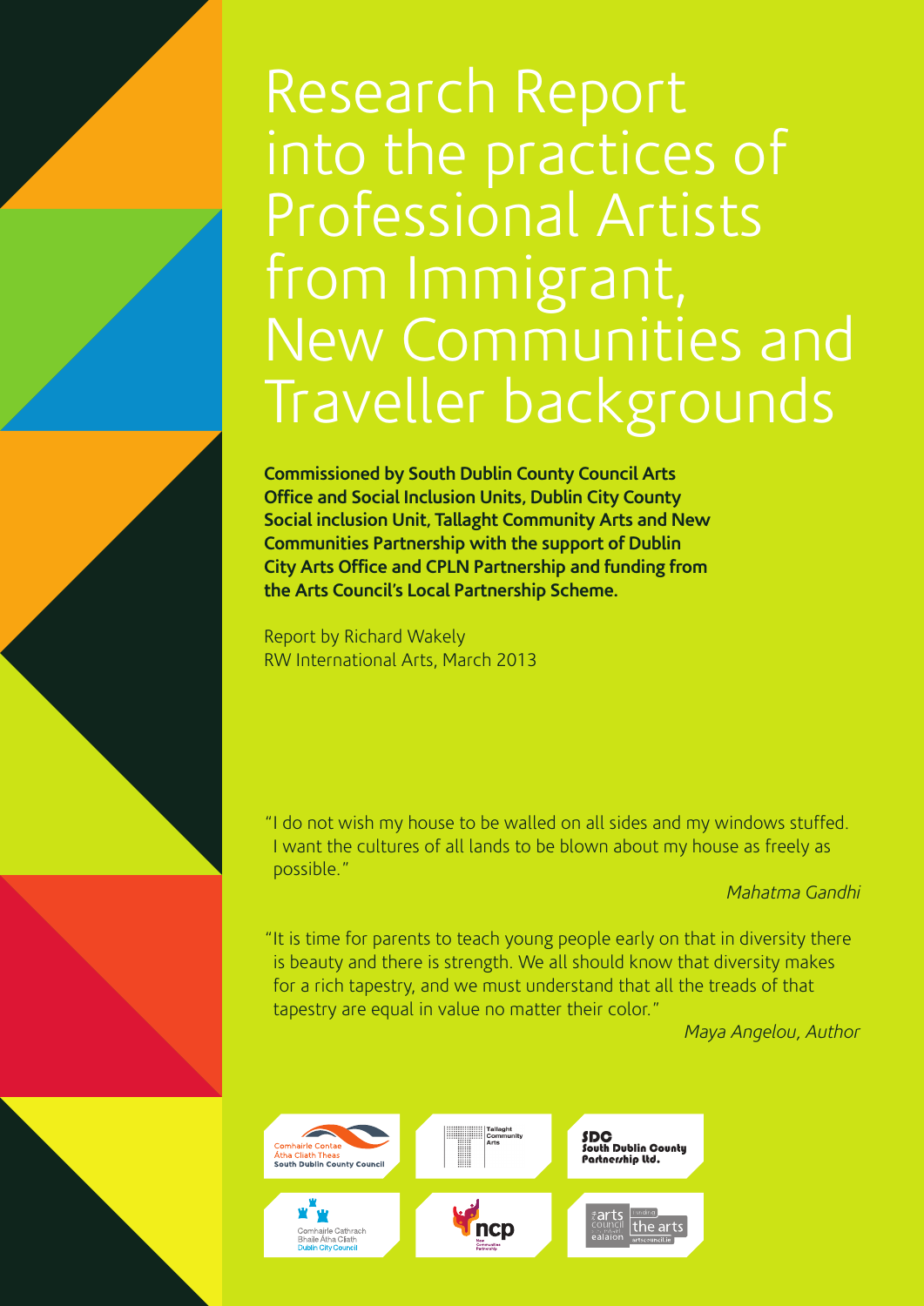# Research Report into the practices of Professional Artists from Immigrant, New Communities and Traveller backgrounds

**Commissioned by South Dublin County Council Arts Office and Social Inclusion Units, Dublin City County Social inclusion Unit, Tallaght Community Arts and New Communities Partnership with the support of Dublin City Arts Office and CPLN Partnership and funding from the Arts Council's Local Partnership Scheme.**

Report by Richard Wakely
RW International Arts, March 2013

"I do not wish my house to be walled on all sides and my windows stuffed. I want the cultures of all lands to be blown about my house as freely as possible."

*Mahatma Gandhi*

"It is time for parents to teach young people early on that in diversity there is beauty and there is strength. We all should know that diversity makes for a rich tapestry, and we must understand that all the treads of that tapestry are equal in value no matter their color."

*Maya Angelou, Author*

Comhairle Contae Átha Cliath Theas
South Dublin County Council

Tallaght Community Arts

SDC South Dublin County Partnership Ltd.

Comhairle Cathrach Bhaile Átha Cliath
Dublin City Council

ncp New Communities Partnership

arts council
funding the arts
artscouncil.ie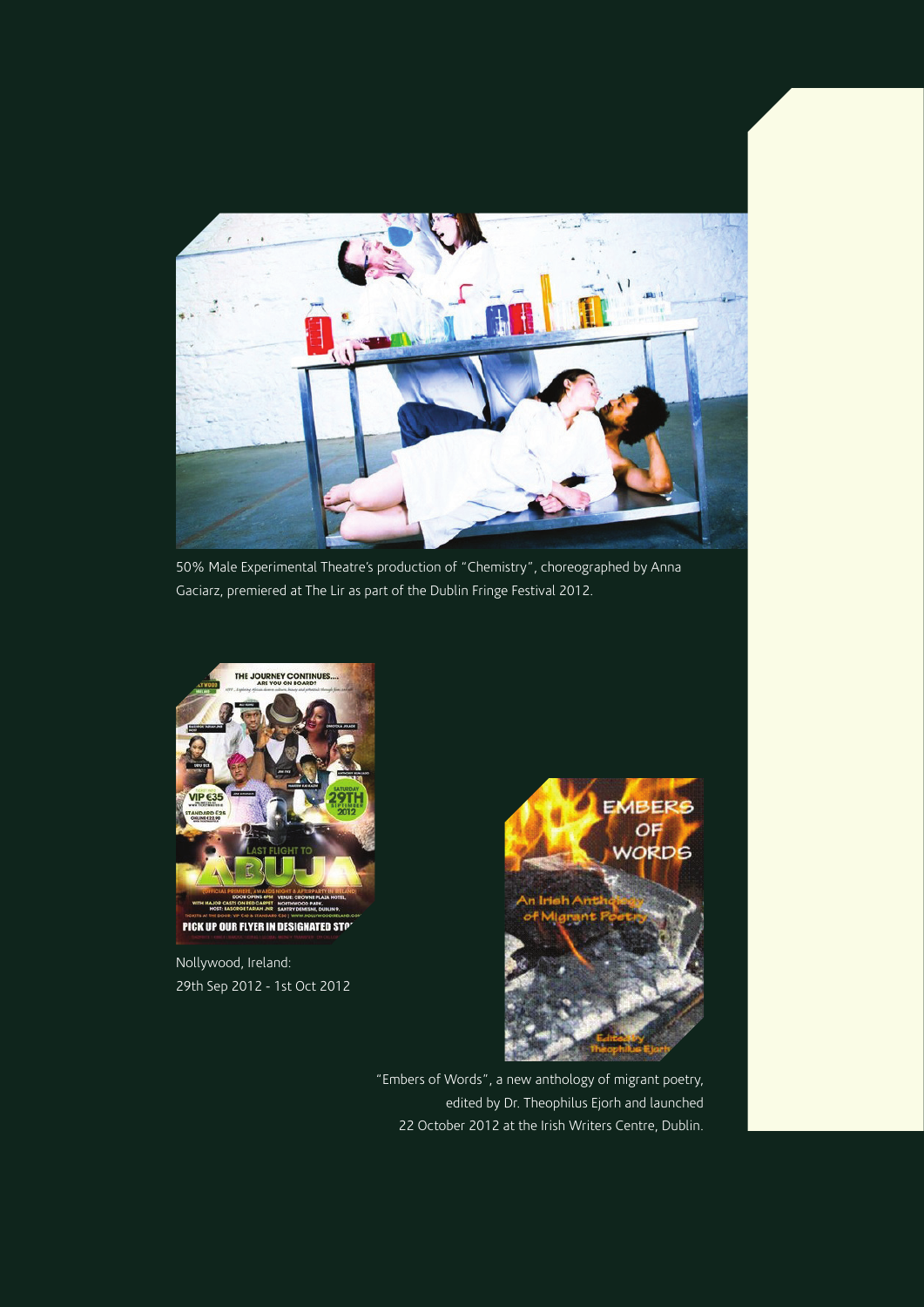50% Male Experimental Theatre's production of "Chemistry", choreographed by Anna Gaciarz, premiered at The Lir as part of the Dublin Fringe Festival 2012.

Nollywood, Ireland:
29th Sep 2012 - 1st Oct 2012

"Embers of Words", a new anthology of migrant poetry, edited by Dr. Theophilus Ejorh and launched 22 October 2012 at the Irish Writers Centre, Dublin.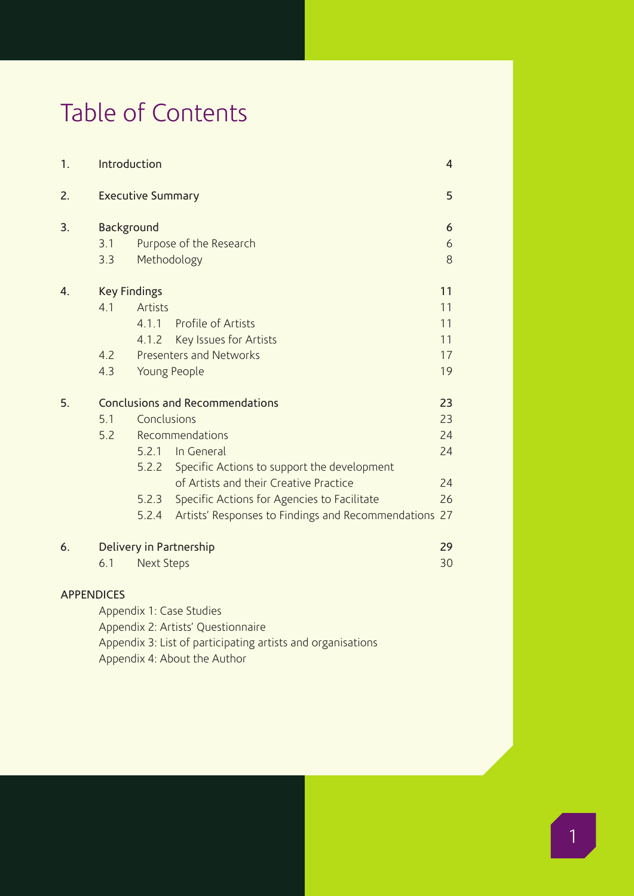# Table of Contents

| | | | |
|---|---|---|---|
| 1. | Introduction | | 4 |
| 2. | Executive Summary | | 5 |
| 3. | Background | | 6 |
| | 3.1 | Purpose of the Research | 6 |
| | 3.3 | Methodology | 8 |
| 4. | Key Findings | | 11 |
| | 4.1 | Artists | 11 |
| | | 4.1.1 Profile of Artists | 11 |
| | | 4.1.2 Key Issues for Artists | 11 |
| | 4.2 | Presenters and Networks | 17 |
| | 4.3 | Young People | 19 |
| 5. | Conclusions and Recommendations | | 23 |
| | 5.1 | Conclusions | 23 |
| | 5.2 | Recommendations | 24 |
| | | 5.2.1 In General | 24 |
| | | 5.2.2 Specific Actions to support the development of Artists and their Creative Practice | 24 |
| | | 5.2.3 Specific Actions for Agencies to Facilitate | 26 |
| | | 5.2.4 Artists' Responses to Findings and Recommendations | 27 |
| 6. | Delivery in Partnership | | 29 |
| | 6.1 | Next Steps | 30 |

APPENDICES

- Appendix 1: Case Studies
- Appendix 2: Artists' Questionnaire
- Appendix 3: List of participating artists and organisations
- Appendix 4: About the Author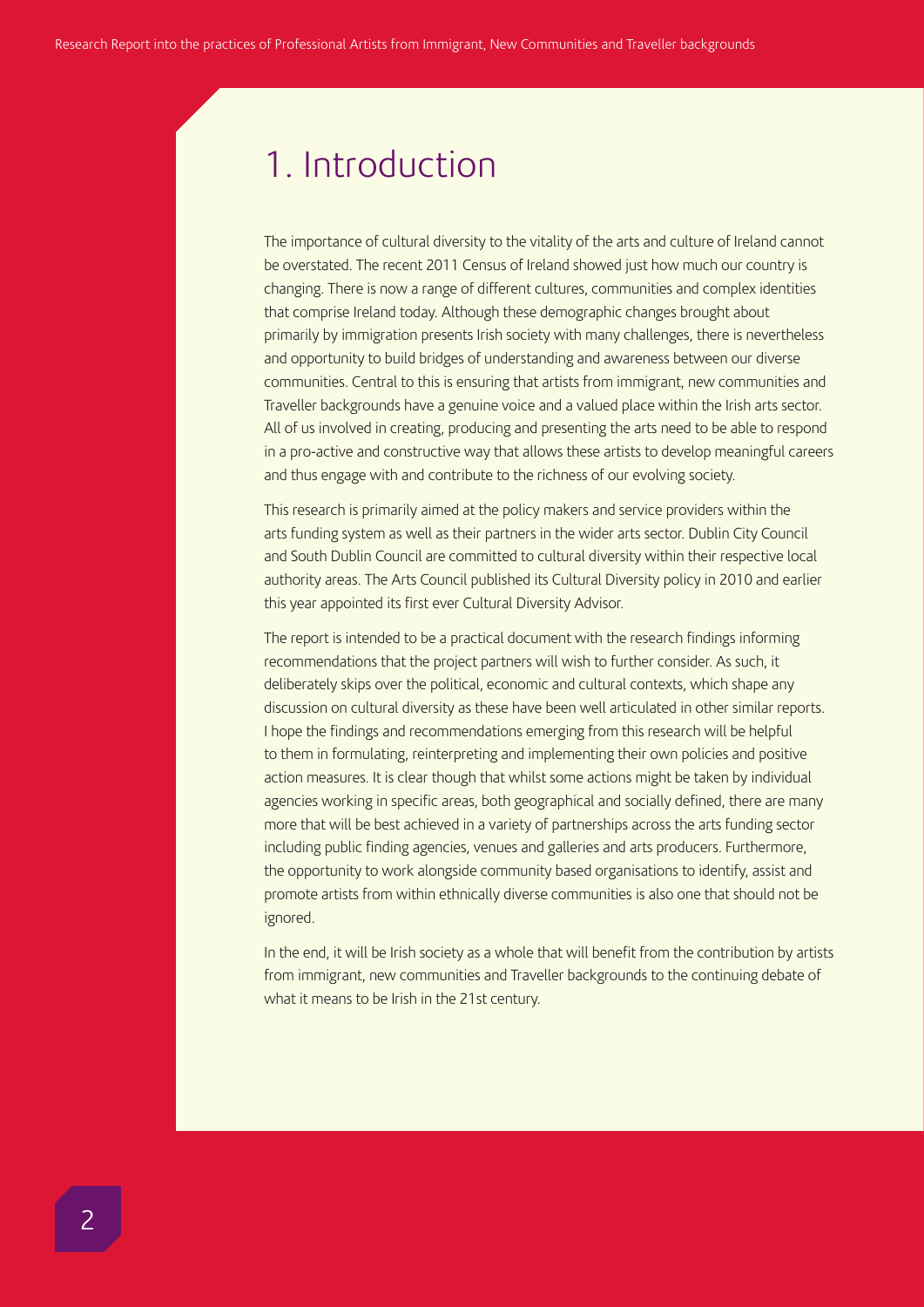# 1. Introduction

The importance of cultural diversity to the vitality of the arts and culture of Ireland cannot be overstated. The recent 2011 Census of Ireland showed just how much our country is changing. There is now a range of different cultures, communities and complex identities that comprise Ireland today. Although these demographic changes brought about primarily by immigration presents Irish society with many challenges, there is nevertheless and opportunity to build bridges of understanding and awareness between our diverse communities. Central to this is ensuring that artists from immigrant, new communities and Traveller backgrounds have a genuine voice and a valued place within the Irish arts sector. All of us involved in creating, producing and presenting the arts need to be able to respond in a pro-active and constructive way that allows these artists to develop meaningful careers and thus engage with and contribute to the richness of our evolving society.

This research is primarily aimed at the policy makers and service providers within the arts funding system as well as their partners in the wider arts sector. Dublin City Council and South Dublin Council are committed to cultural diversity within their respective local authority areas. The Arts Council published its Cultural Diversity policy in 2010 and earlier this year appointed its first ever Cultural Diversity Advisor.

The report is intended to be a practical document with the research findings informing recommendations that the project partners will wish to further consider. As such, it deliberately skips over the political, economic and cultural contexts, which shape any discussion on cultural diversity as these have been well articulated in other similar reports. I hope the findings and recommendations emerging from this research will be helpful to them in formulating, reinterpreting and implementing their own policies and positive action measures. It is clear though that whilst some actions might be taken by individual agencies working in specific areas, both geographical and socially defined, there are many more that will be best achieved in a variety of partnerships across the arts funding sector including public finding agencies, venues and galleries and arts producers. Furthermore, the opportunity to work alongside community based organisations to identify, assist and promote artists from within ethnically diverse communities is also one that should not be ignored.

In the end, it will be Irish society as a whole that will benefit from the contribution by artists from immigrant, new communities and Traveller backgrounds to the continuing debate of what it means to be Irish in the 21st century.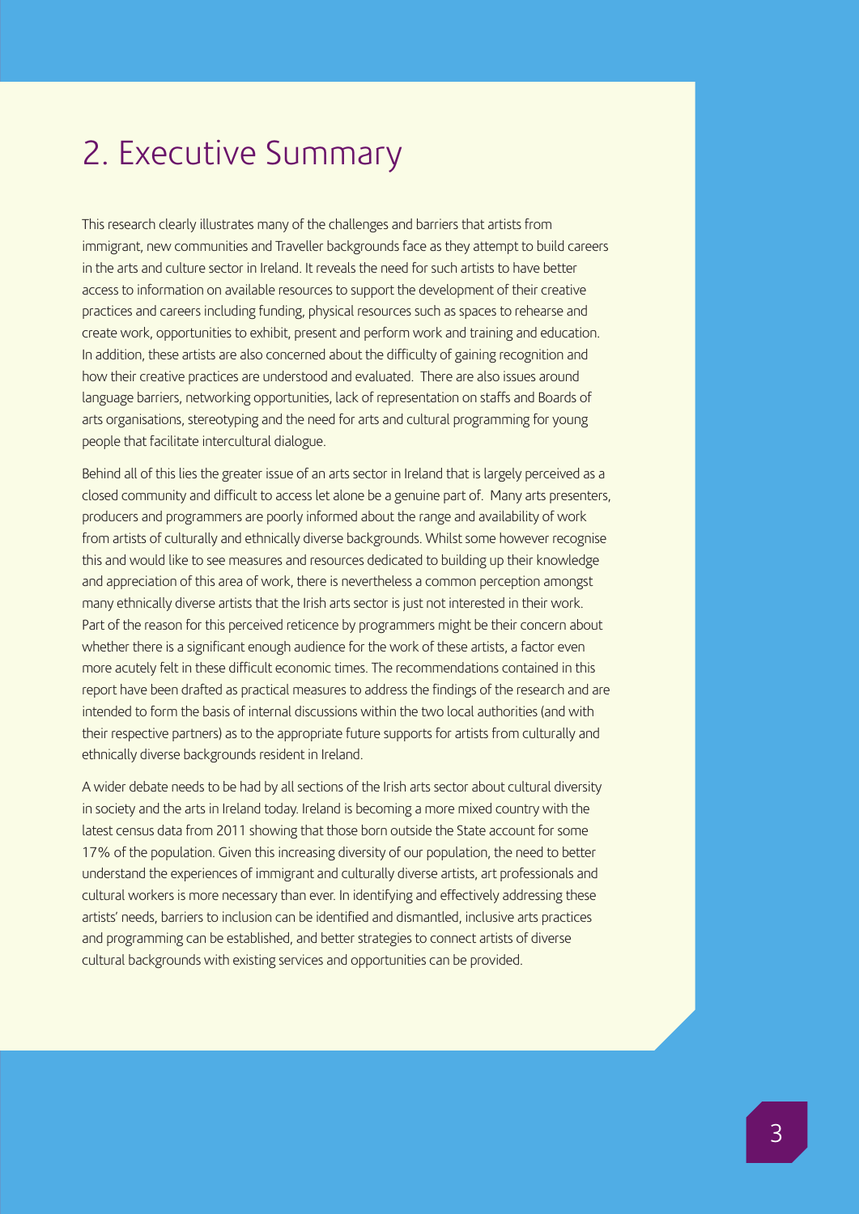# 2. Executive Summary

This research clearly illustrates many of the challenges and barriers that artists from immigrant, new communities and Traveller backgrounds face as they attempt to build careers in the arts and culture sector in Ireland. It reveals the need for such artists to have better access to information on available resources to support the development of their creative practices and careers including funding, physical resources such as spaces to rehearse and create work, opportunities to exhibit, present and perform work and training and education. In addition, these artists are also concerned about the difficulty of gaining recognition and how their creative practices are understood and evaluated. There are also issues around language barriers, networking opportunities, lack of representation on staffs and Boards of arts organisations, stereotyping and the need for arts and cultural programming for young people that facilitate intercultural dialogue.

Behind all of this lies the greater issue of an arts sector in Ireland that is largely perceived as a closed community and difficult to access let alone be a genuine part of. Many arts presenters, producers and programmers are poorly informed about the range and availability of work from artists of culturally and ethnically diverse backgrounds. Whilst some however recognise this and would like to see measures and resources dedicated to building up their knowledge and appreciation of this area of work, there is nevertheless a common perception amongst many ethnically diverse artists that the Irish arts sector is just not interested in their work. Part of the reason for this perceived reticence by programmers might be their concern about whether there is a significant enough audience for the work of these artists, a factor even more acutely felt in these difficult economic times. The recommendations contained in this report have been drafted as practical measures to address the findings of the research and are intended to form the basis of internal discussions within the two local authorities (and with their respective partners) as to the appropriate future supports for artists from culturally and ethnically diverse backgrounds resident in Ireland.

A wider debate needs to be had by all sections of the Irish arts sector about cultural diversity in society and the arts in Ireland today. Ireland is becoming a more mixed country with the latest census data from 2011 showing that those born outside the State account for some 17% of the population. Given this increasing diversity of our population, the need to better understand the experiences of immigrant and culturally diverse artists, art professionals and cultural workers is more necessary than ever. In identifying and effectively addressing these artists' needs, barriers to inclusion can be identified and dismantled, inclusive arts practices and programming can be established, and better strategies to connect artists of diverse cultural backgrounds with existing services and opportunities can be provided.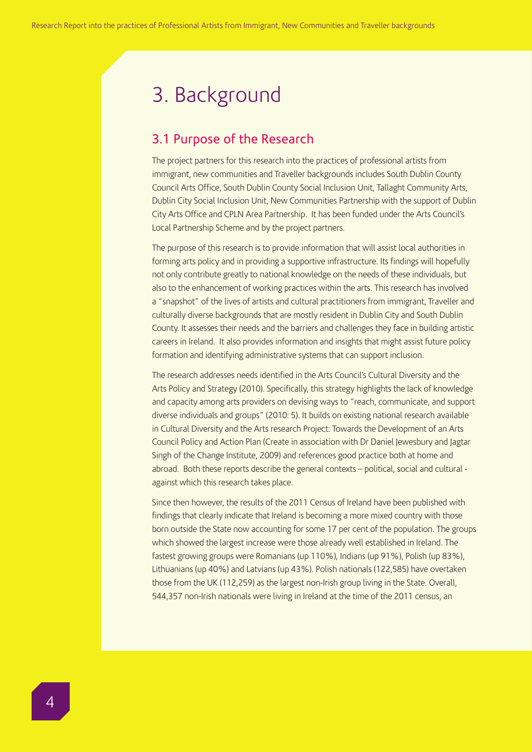# 3. Background

## 3.1 Purpose of the Research

The project partners for this research into the practices of professional artists from immigrant, new communities and Traveller backgrounds includes South Dublin County Council Arts Office, South Dublin County Social Inclusion Unit, Tallaght Community Arts, Dublin City Social Inclusion Unit, New Communities Partnership with the support of Dublin City Arts Office and CPLN Area Partnership. It has been funded under the Arts Council's Local Partnership Scheme and by the project partners.

The purpose of this research is to provide information that will assist local authorities in forming arts policy and in providing a supportive infrastructure. Its findings will hopefully not only contribute greatly to national knowledge on the needs of these individuals, but also to the enhancement of working practices within the arts. This research has involved a "snapshot" of the lives of artists and cultural practitioners from immigrant, Traveller and culturally diverse backgrounds that are mostly resident in Dublin City and South Dublin County. It assesses their needs and the barriers and challenges they face in building artistic careers in Ireland. It also provides information and insights that might assist future policy formation and identifying administrative systems that can support inclusion.

The research addresses needs identified in the Arts Council's Cultural Diversity and the Arts Policy and Strategy (2010). Specifically, this strategy highlights the lack of knowledge and capacity among arts providers on devising ways to "reach, communicate, and support diverse individuals and groups" (2010: 5). It builds on existing national research available in Cultural Diversity and the Arts research Project: Towards the Development of an Arts Council Policy and Action Plan (Create in association with Dr Daniel Jewesbury and Jagtar Singh of the Change Institute, 2009) and references good practice both at home and abroad. Both these reports describe the general contexts – political, social and cultural - against which this research takes place.

Since then however, the results of the 2011 Census of Ireland have been published with findings that clearly indicate that Ireland is becoming a more mixed country with those born outside the State now accounting for some 17 per cent of the population. The groups which showed the largest increase were those already well established in Ireland. The fastest growing groups were Romanians (up 110%), Indians (up 91%), Polish (up 83%), Lithuanians (up 40%) and Latvians (up 43%). Polish nationals (122,585) have overtaken those from the UK (112,259) as the largest non-Irish group living in the State. Overall, 544,357 non-Irish nationals were living in Ireland at the time of the 2011 census, an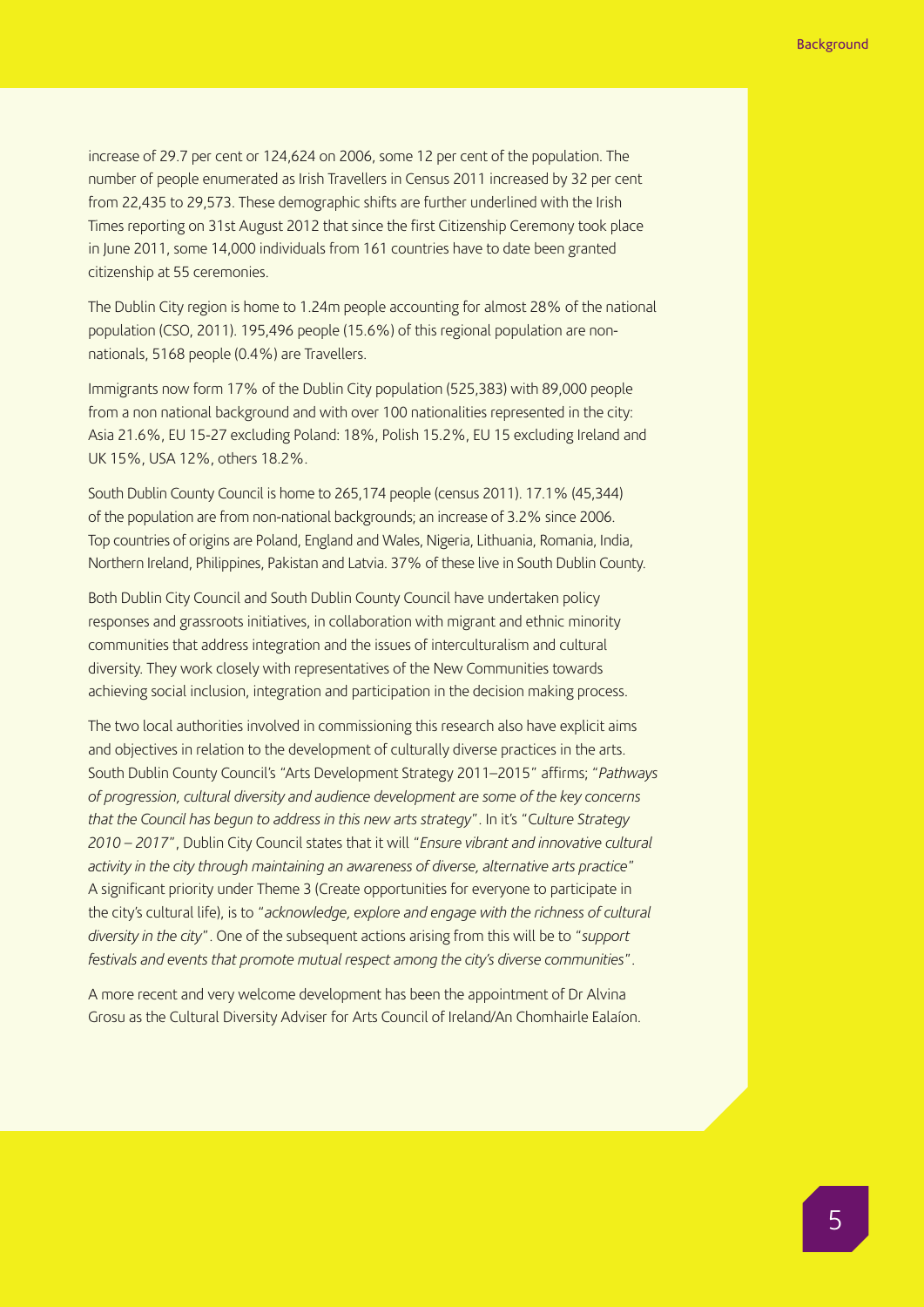increase of 29.7 per cent or 124,624 on 2006, some 12 per cent of the population. The number of people enumerated as Irish Travellers in Census 2011 increased by 32 per cent from 22,435 to 29,573. These demographic shifts are further underlined with the Irish Times reporting on 31st August 2012 that since the first Citizenship Ceremony took place in June 2011, some 14,000 individuals from 161 countries have to date been granted citizenship at 55 ceremonies.

The Dublin City region is home to 1.24m people accounting for almost 28% of the national population (CSO, 2011). 195,496 people (15.6%) of this regional population are non-nationals, 5168 people (0.4%) are Travellers.

Immigrants now form 17% of the Dublin City population (525,383) with 89,000 people from a non national background and with over 100 nationalities represented in the city: Asia 21.6%, EU 15-27 excluding Poland: 18%, Polish 15.2%, EU 15 excluding Ireland and UK 15%, USA 12%, others 18.2%.

South Dublin County Council is home to 265,174 people (census 2011). 17.1% (45,344) of the population are from non-national backgrounds; an increase of 3.2% since 2006. Top countries of origins are Poland, England and Wales, Nigeria, Lithuania, Romania, India, Northern Ireland, Philippines, Pakistan and Latvia. 37% of these live in South Dublin County.

Both Dublin City Council and South Dublin County Council have undertaken policy responses and grassroots initiatives, in collaboration with migrant and ethnic minority communities that address integration and the issues of interculturalism and cultural diversity. They work closely with representatives of the New Communities towards achieving social inclusion, integration and participation in the decision making process.

The two local authorities involved in commissioning this research also have explicit aims and objectives in relation to the development of culturally diverse practices in the arts. South Dublin County Council's "Arts Development Strategy 2011–2015" affirms; "*Pathways of progression, cultural diversity and audience development are some of the key concerns that the Council has begun to address in this new arts strategy*". In it's "*Culture Strategy 2010 – 2017*", Dublin City Council states that it will "*Ensure vibrant and innovative cultural activity in the city through maintaining an awareness of diverse, alternative arts practice*" A significant priority under Theme 3 (Create opportunities for everyone to participate in the city's cultural life), is to "*acknowledge, explore and engage with the richness of cultural diversity in the city*". One of the subsequent actions arising from this will be to "*support festivals and events that promote mutual respect among the city's diverse communities*".

A more recent and very welcome development has been the appointment of Dr Alvina Grosu as the Cultural Diversity Adviser for Arts Council of Ireland/An Chomhairle Ealaíon.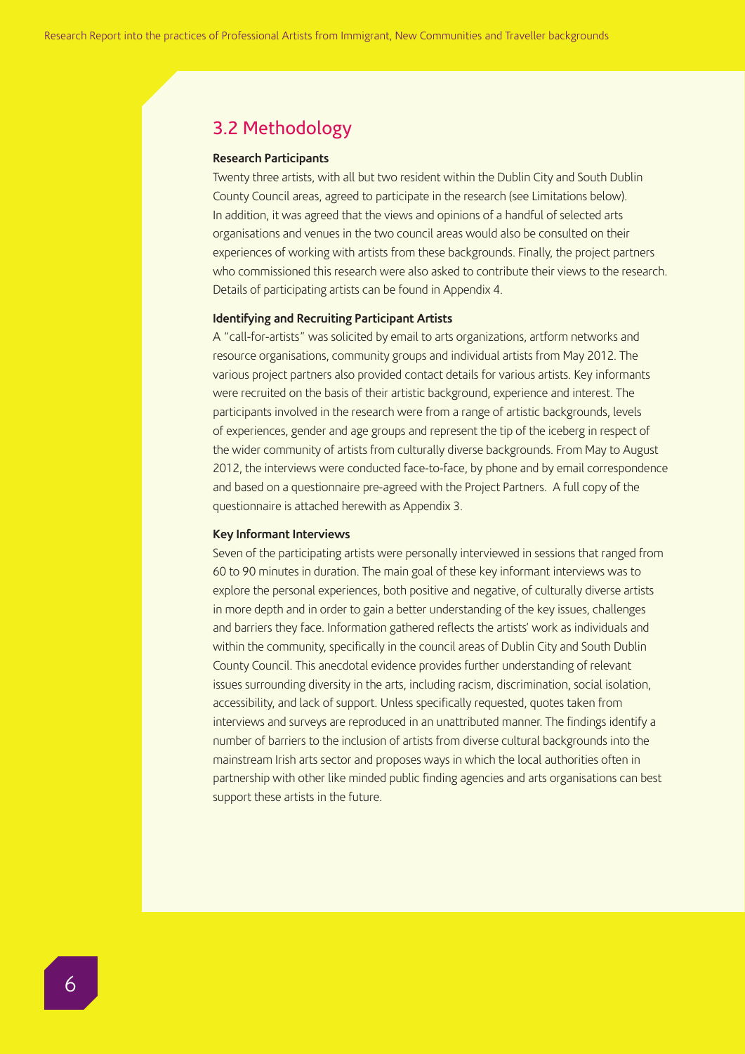## 3.2 Methodology

**Research Participants**

Twenty three artists, with all but two resident within the Dublin City and South Dublin County Council areas, agreed to participate in the research (see Limitations below). In addition, it was agreed that the views and opinions of a handful of selected arts organisations and venues in the two council areas would also be consulted on their experiences of working with artists from these backgrounds. Finally, the project partners who commissioned this research were also asked to contribute their views to the research. Details of participating artists can be found in Appendix 4.

**Identifying and Recruiting Participant Artists**

A "call-for-artists" was solicited by email to arts organizations, artform networks and resource organisations, community groups and individual artists from May 2012. The various project partners also provided contact details for various artists. Key informants were recruited on the basis of their artistic background, experience and interest. The participants involved in the research were from a range of artistic backgrounds, levels of experiences, gender and age groups and represent the tip of the iceberg in respect of the wider community of artists from culturally diverse backgrounds. From May to August 2012, the interviews were conducted face-to-face, by phone and by email correspondence and based on a questionnaire pre-agreed with the Project Partners. A full copy of the questionnaire is attached herewith as Appendix 3.

**Key Informant Interviews**

Seven of the participating artists were personally interviewed in sessions that ranged from 60 to 90 minutes in duration. The main goal of these key informant interviews was to explore the personal experiences, both positive and negative, of culturally diverse artists in more depth and in order to gain a better understanding of the key issues, challenges and barriers they face. Information gathered reflects the artists' work as individuals and within the community, specifically in the council areas of Dublin City and South Dublin County Council. This anecdotal evidence provides further understanding of relevant issues surrounding diversity in the arts, including racism, discrimination, social isolation, accessibility, and lack of support. Unless specifically requested, quotes taken from interviews and surveys are reproduced in an unattributed manner. The findings identify a number of barriers to the inclusion of artists from diverse cultural backgrounds into the mainstream Irish arts sector and proposes ways in which the local authorities often in partnership with other like minded public finding agencies and arts organisations can best support these artists in the future.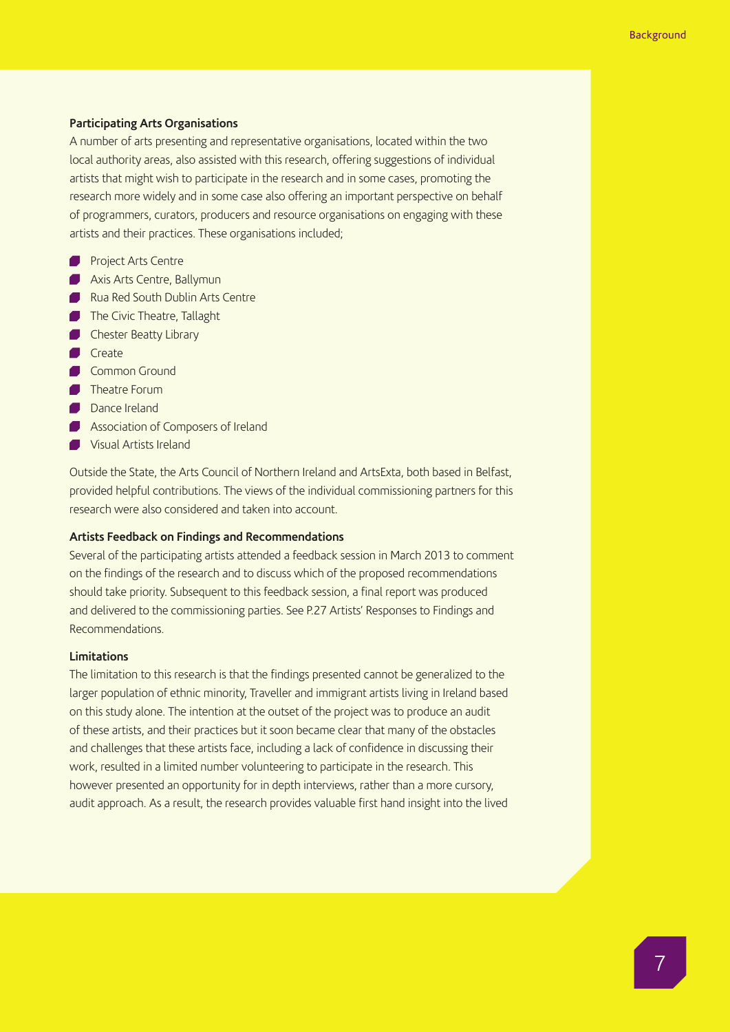### Participating Arts Organisations

A number of arts presenting and representative organisations, located within the two local authority areas, also assisted with this research, offering suggestions of individual artists that might wish to participate in the research and in some cases, promoting the research more widely and in some case also offering an important perspective on behalf of programmers, curators, producers and resource organisations on engaging with these artists and their practices. These organisations included;

- Project Arts Centre
- Axis Arts Centre, Ballymun
- Rua Red South Dublin Arts Centre
- The Civic Theatre, Tallaght
- Chester Beatty Library
- Create
- Common Ground
- Theatre Forum
- Dance Ireland
- Association of Composers of Ireland
- Visual Artists Ireland

Outside the State, the Arts Council of Northern Ireland and ArtsExta, both based in Belfast, provided helpful contributions. The views of the individual commissioning partners for this research were also considered and taken into account.

### Artists Feedback on Findings and Recommendations

Several of the participating artists attended a feedback session in March 2013 to comment on the findings of the research and to discuss which of the proposed recommendations should take priority. Subsequent to this feedback session, a final report was produced and delivered to the commissioning parties. See P.27 Artists' Responses to Findings and Recommendations.

### Limitations

The limitation to this research is that the findings presented cannot be generalized to the larger population of ethnic minority, Traveller and immigrant artists living in Ireland based on this study alone. The intention at the outset of the project was to produce an audit of these artists, and their practices but it soon became clear that many of the obstacles and challenges that these artists face, including a lack of confidence in discussing their work, resulted in a limited number volunteering to participate in the research. This however presented an opportunity for in depth interviews, rather than a more cursory, audit approach. As a result, the research provides valuable first hand insight into the lived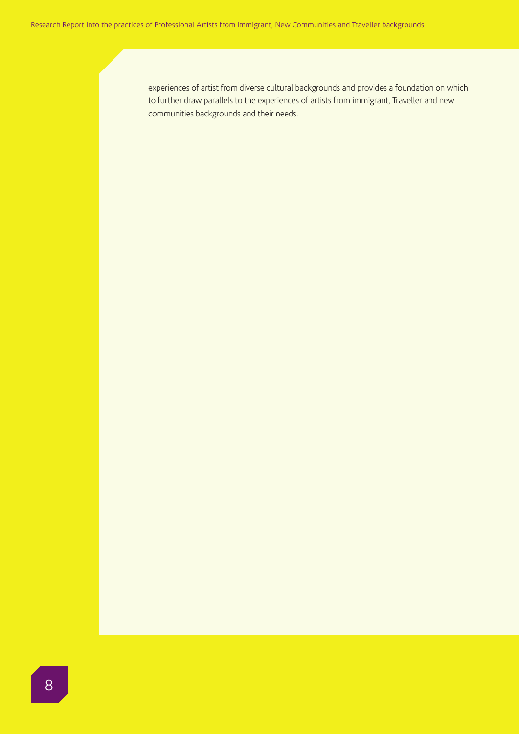experiences of artist from diverse cultural backgrounds and provides a foundation on which to further draw parallels to the experiences of artists from immigrant, Traveller and new communities backgrounds and their needs.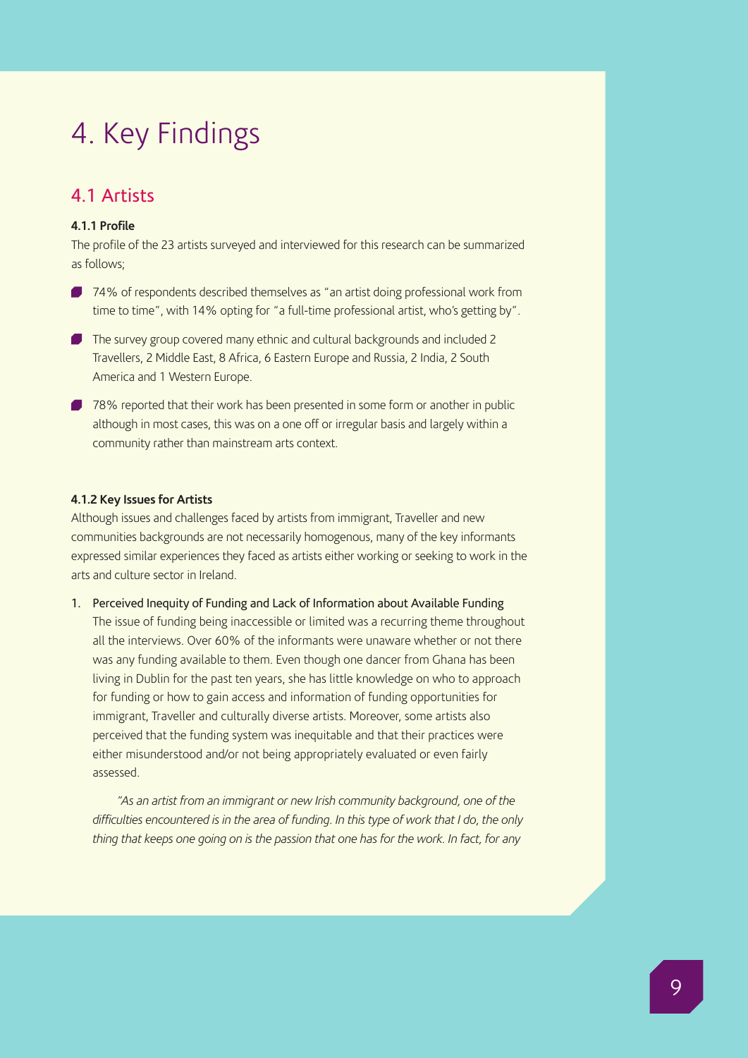# 4. Key Findings

## 4.1 Artists

#### 4.1.1 Profile

The profile of the 23 artists surveyed and interviewed for this research can be summarized as follows;

- 74% of respondents described themselves as "an artist doing professional work from time to time", with 14% opting for "a full-time professional artist, who's getting by".
- The survey group covered many ethnic and cultural backgrounds and included 2 Travellers, 2 Middle East, 8 Africa, 6 Eastern Europe and Russia, 2 India, 2 South America and 1 Western Europe.
- 78% reported that their work has been presented in some form or another in public although in most cases, this was on a one off or irregular basis and largely within a community rather than mainstream arts context.

#### 4.1.2 Key Issues for Artists

Although issues and challenges faced by artists from immigrant, Traveller and new communities backgrounds are not necessarily homogenous, many of the key informants expressed similar experiences they faced as artists either working or seeking to work in the arts and culture sector in Ireland.

1. Perceived Inequity of Funding and Lack of Information about Available Funding
   The issue of funding being inaccessible or limited was a recurring theme throughout all the interviews. Over 60% of the informants were unaware whether or not there was any funding available to them. Even though one dancer from Ghana has been living in Dublin for the past ten years, she has little knowledge on who to approach for funding or how to gain access and information of funding opportunities for immigrant, Traveller and culturally diverse artists. Moreover, some artists also perceived that the funding system was inequitable and that their practices were either misunderstood and/or not being appropriately evaluated or even fairly assessed.

   *"As an artist from an immigrant or new Irish community background, one of the difficulties encountered is in the area of funding. In this type of work that I do, the only thing that keeps one going on is the passion that one has for the work. In fact, for any*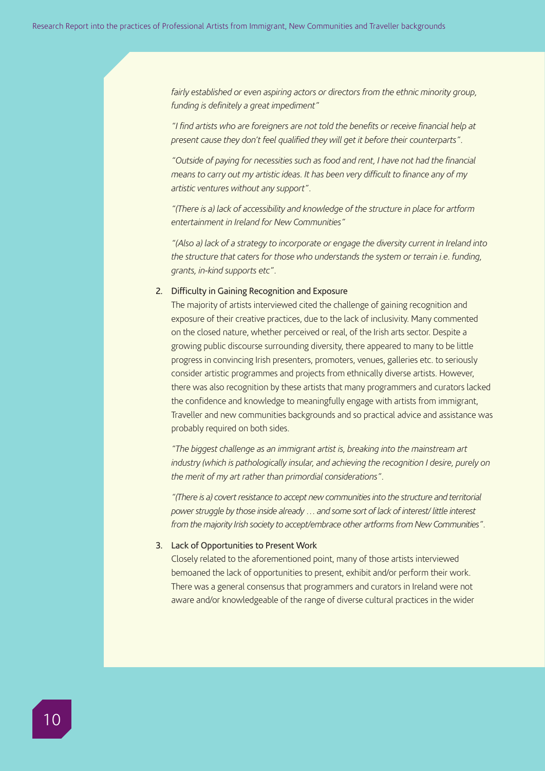*fairly established or even aspiring actors or directors from the ethnic minority group, funding is definitely a great impediment"*

*"I find artists who are foreigners are not told the benefits or receive financial help at present cause they don't feel qualified they will get it before their counterparts".*

*"Outside of paying for necessities such as food and rent, I have not had the financial means to carry out my artistic ideas. It has been very difficult to finance any of my artistic ventures without any support".*

*"(There is a) lack of accessibility and knowledge of the structure in place for artform entertainment in Ireland for New Communities"*

*"(Also a) lack of a strategy to incorporate or engage the diversity current in Ireland into the structure that caters for those who understands the system or terrain i.e. funding, grants, in-kind supports etc".*

2. Difficulty in Gaining Recognition and Exposure
   The majority of artists interviewed cited the challenge of gaining recognition and exposure of their creative practices, due to the lack of inclusivity. Many commented on the closed nature, whether perceived or real, of the Irish arts sector. Despite a growing public discourse surrounding diversity, there appeared to many to be little progress in convincing Irish presenters, promoters, venues, galleries etc. to seriously consider artistic programmes and projects from ethnically diverse artists. However, there was also recognition by these artists that many programmers and curators lacked the confidence and knowledge to meaningfully engage with artists from immigrant, Traveller and new communities backgrounds and so practical advice and assistance was probably required on both sides.

   *"The biggest challenge as an immigrant artist is, breaking into the mainstream art industry (which is pathologically insular, and achieving the recognition I desire, purely on the merit of my art rather than primordial considerations".*

   *"(There is a) covert resistance to accept new communities into the structure and territorial power struggle by those inside already … and some sort of lack of interest/ little interest from the majority Irish society to accept/embrace other artforms from New Communities".*

3. Lack of Opportunities to Present Work
   Closely related to the aforementioned point, many of those artists interviewed bemoaned the lack of opportunities to present, exhibit and/or perform their work. There was a general consensus that programmers and curators in Ireland were not aware and/or knowledgeable of the range of diverse cultural practices in the wider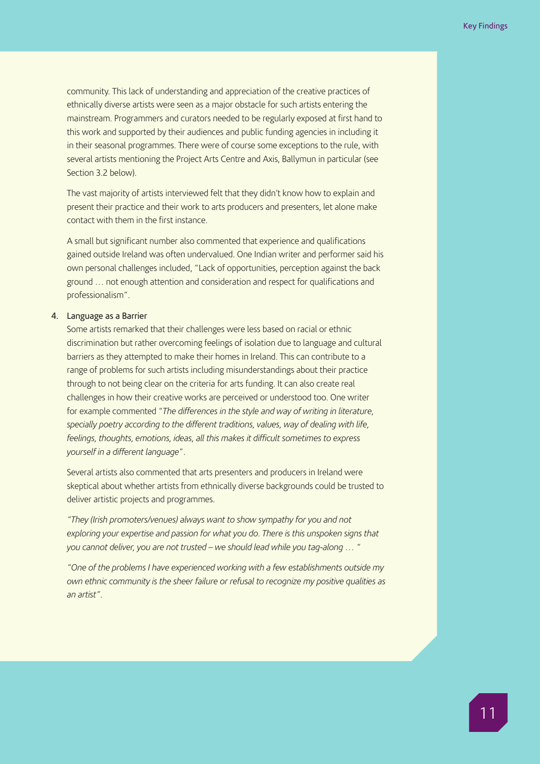community. This lack of understanding and appreciation of the creative practices of ethnically diverse artists were seen as a major obstacle for such artists entering the mainstream. Programmers and curators needed to be regularly exposed at first hand to this work and supported by their audiences and public funding agencies in including it in their seasonal programmes. There were of course some exceptions to the rule, with several artists mentioning the Project Arts Centre and Axis, Ballymun in particular (see Section 3.2 below).

The vast majority of artists interviewed felt that they didn't know how to explain and present their practice and their work to arts producers and presenters, let alone make contact with them in the first instance.

A small but significant number also commented that experience and qualifications gained outside Ireland was often undervalued. One Indian writer and performer said his own personal challenges included, "Lack of opportunities, perception against the back ground … not enough attention and consideration and respect for qualifications and professionalism".

4. Language as a Barrier

Some artists remarked that their challenges were less based on racial or ethnic discrimination but rather overcoming feelings of isolation due to language and cultural barriers as they attempted to make their homes in Ireland. This can contribute to a range of problems for such artists including misunderstandings about their practice through to not being clear on the criteria for arts funding. It can also create real challenges in how their creative works are perceived or understood too. One writer for example commented "*The differences in the style and way of writing in literature, specially poetry according to the different traditions, values, way of dealing with life, feelings, thoughts, emotions, ideas, all this makes it difficult sometimes to express yourself in a different language*".

Several artists also commented that arts presenters and producers in Ireland were skeptical about whether artists from ethnically diverse backgrounds could be trusted to deliver artistic projects and programmes.

*"They (Irish promoters/venues) always want to show sympathy for you and not exploring your expertise and passion for what you do. There is this unspoken signs that you cannot deliver, you are not trusted – we should lead while you tag-along … "*

*"One of the problems I have experienced working with a few establishments outside my own ethnic community is the sheer failure or refusal to recognize my positive qualities as an artist".*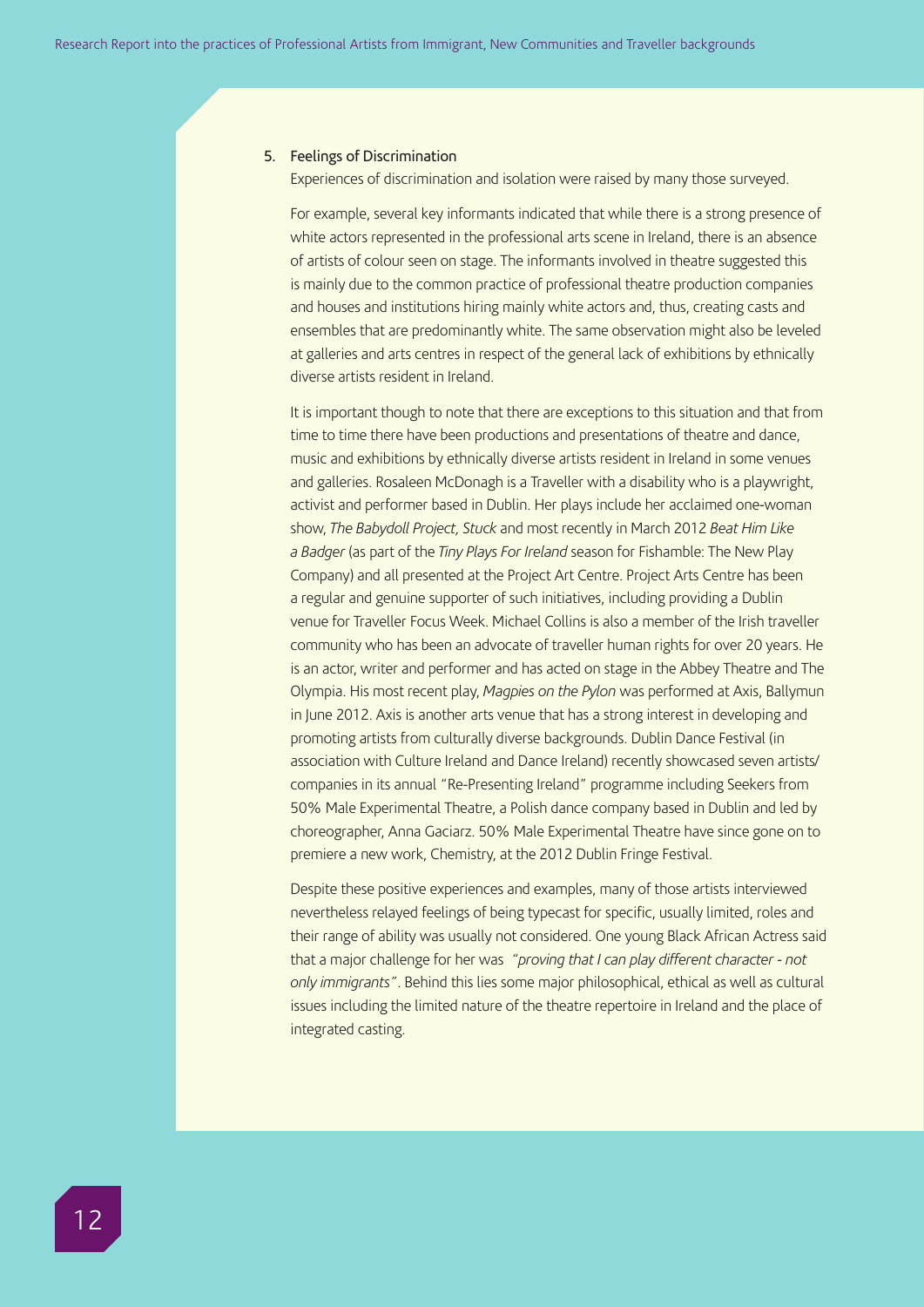5. Feelings of Discrimination

Experiences of discrimination and isolation were raised by many those surveyed.

For example, several key informants indicated that while there is a strong presence of white actors represented in the professional arts scene in Ireland, there is an absence of artists of colour seen on stage. The informants involved in theatre suggested this is mainly due to the common practice of professional theatre production companies and houses and institutions hiring mainly white actors and, thus, creating casts and ensembles that are predominantly white. The same observation might also be leveled at galleries and arts centres in respect of the general lack of exhibitions by ethnically diverse artists resident in Ireland.

It is important though to note that there are exceptions to this situation and that from time to time there have been productions and presentations of theatre and dance, music and exhibitions by ethnically diverse artists resident in Ireland in some venues and galleries. Rosaleen McDonagh is a Traveller with a disability who is a playwright, activist and performer based in Dublin. Her plays include her acclaimed one-woman show, *The Babydoll Project, Stuck* and most recently in March 2012 *Beat Him Like a Badger* (as part of the *Tiny Plays For Ireland* season for Fishamble: The New Play Company) and all presented at the Project Art Centre. Project Arts Centre has been a regular and genuine supporter of such initiatives, including providing a Dublin venue for Traveller Focus Week. Michael Collins is also a member of the Irish traveller community who has been an advocate of traveller human rights for over 20 years. He is an actor, writer and performer and has acted on stage in the Abbey Theatre and The Olympia. His most recent play, *Magpies on the Pylon* was performed at Axis, Ballymun in June 2012. Axis is another arts venue that has a strong interest in developing and promoting artists from culturally diverse backgrounds. Dublin Dance Festival (in association with Culture Ireland and Dance Ireland) recently showcased seven artists/companies in its annual "Re-Presenting Ireland" programme including Seekers from 50% Male Experimental Theatre, a Polish dance company based in Dublin and led by choreographer, Anna Gaciarz. 50% Male Experimental Theatre have since gone on to premiere a new work, Chemistry, at the 2012 Dublin Fringe Festival.

Despite these positive experiences and examples, many of those artists interviewed nevertheless relayed feelings of being typecast for specific, usually limited, roles and their range of ability was usually not considered. One young Black African Actress said that a major challenge for her was *"proving that I can play different character - not only immigrants"*. Behind this lies some major philosophical, ethical as well as cultural issues including the limited nature of the theatre repertoire in Ireland and the place of integrated casting.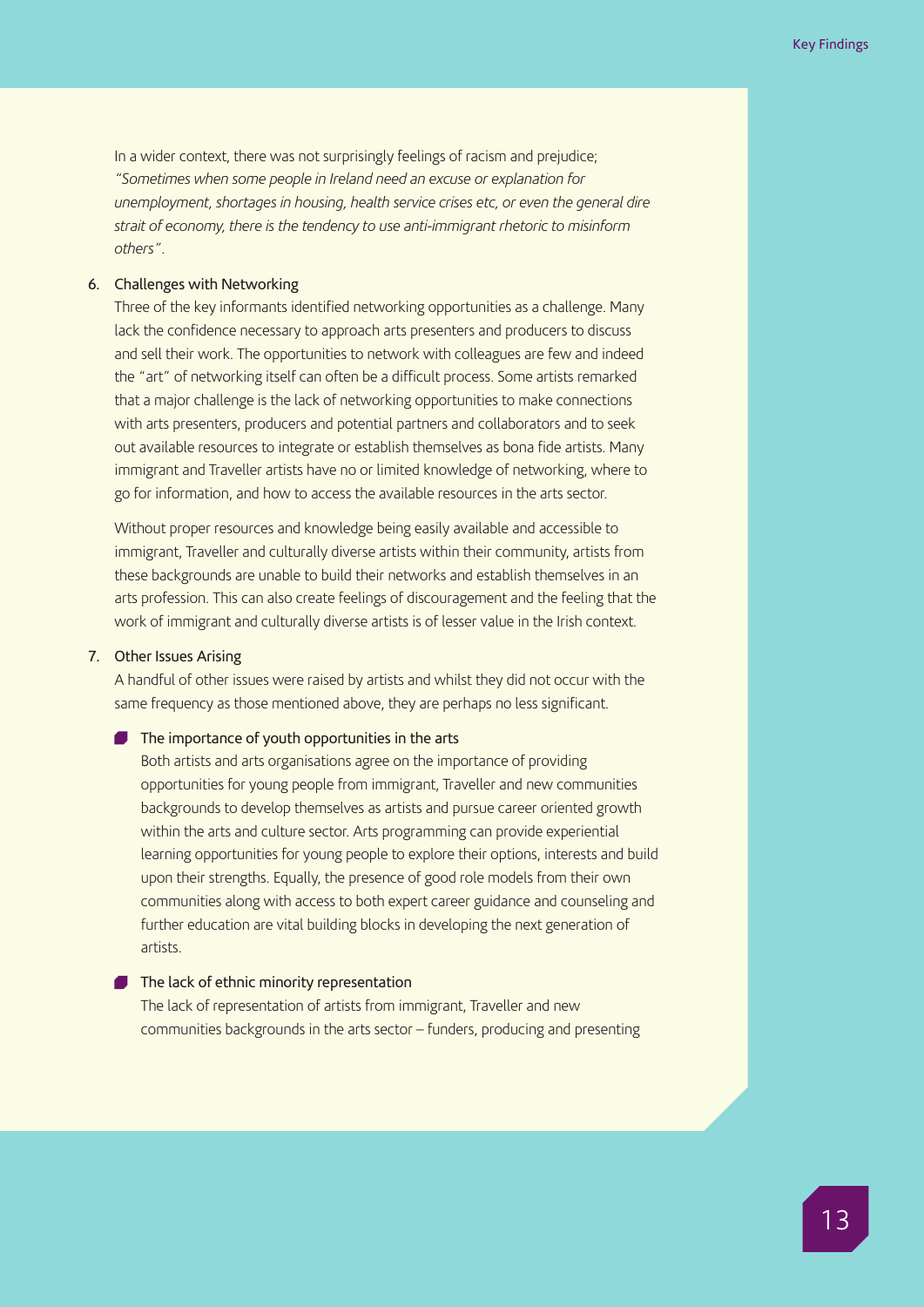In a wider context, there was not surprisingly feelings of racism and prejudice; *"Sometimes when some people in Ireland need an excuse or explanation for unemployment, shortages in housing, health service crises etc, or even the general dire strait of economy, there is the tendency to use anti-immigrant rhetoric to misinform others"*.

6. Challenges with Networking

   Three of the key informants identified networking opportunities as a challenge. Many lack the confidence necessary to approach arts presenters and producers to discuss and sell their work. The opportunities to network with colleagues are few and indeed the "art" of networking itself can often be a difficult process. Some artists remarked that a major challenge is the lack of networking opportunities to make connections with arts presenters, producers and potential partners and collaborators and to seek out available resources to integrate or establish themselves as bona fide artists. Many immigrant and Traveller artists have no or limited knowledge of networking, where to go for information, and how to access the available resources in the arts sector.

   Without proper resources and knowledge being easily available and accessible to immigrant, Traveller and culturally diverse artists within their community, artists from these backgrounds are unable to build their networks and establish themselves in an arts profession. This can also create feelings of discouragement and the feeling that the work of immigrant and culturally diverse artists is of lesser value in the Irish context.

7. Other Issues Arising

   A handful of other issues were raised by artists and whilst they did not occur with the same frequency as those mentioned above, they are perhaps no less significant.

   - The importance of youth opportunities in the arts

     Both artists and arts organisations agree on the importance of providing opportunities for young people from immigrant, Traveller and new communities backgrounds to develop themselves as artists and pursue career oriented growth within the arts and culture sector. Arts programming can provide experiential learning opportunities for young people to explore their options, interests and build upon their strengths. Equally, the presence of good role models from their own communities along with access to both expert career guidance and counseling and further education are vital building blocks in developing the next generation of artists.

   - The lack of ethnic minority representation

     The lack of representation of artists from immigrant, Traveller and new communities backgrounds in the arts sector – funders, producing and presenting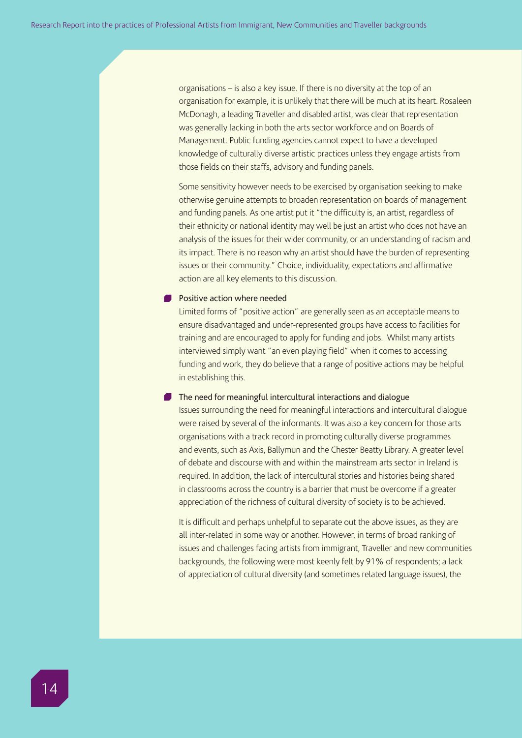organisations – is also a key issue. If there is no diversity at the top of an organisation for example, it is unlikely that there will be much at its heart. Rosaleen McDonagh, a leading Traveller and disabled artist, was clear that representation was generally lacking in both the arts sector workforce and on Boards of Management. Public funding agencies cannot expect to have a developed knowledge of culturally diverse artistic practices unless they engage artists from those fields on their staffs, advisory and funding panels.

Some sensitivity however needs to be exercised by organisation seeking to make otherwise genuine attempts to broaden representation on boards of management and funding panels. As one artist put it "the difficulty is, an artist, regardless of their ethnicity or national identity may well be just an artist who does not have an analysis of the issues for their wider community, or an understanding of racism and its impact. There is no reason why an artist should have the burden of representing issues or their community." Choice, individuality, expectations and affirmative action are all key elements to this discussion.

- Positive action where needed

  Limited forms of "positive action" are generally seen as an acceptable means to ensure disadvantaged and under-represented groups have access to facilities for training and are encouraged to apply for funding and jobs. Whilst many artists interviewed simply want "an even playing field" when it comes to accessing funding and work, they do believe that a range of positive actions may be helpful in establishing this.

- The need for meaningful intercultural interactions and dialogue

  Issues surrounding the need for meaningful interactions and intercultural dialogue were raised by several of the informants. It was also a key concern for those arts organisations with a track record in promoting culturally diverse programmes and events, such as Axis, Ballymun and the Chester Beatty Library. A greater level of debate and discourse with and within the mainstream arts sector in Ireland is required. In addition, the lack of intercultural stories and histories being shared in classrooms across the country is a barrier that must be overcome if a greater appreciation of the richness of cultural diversity of society is to be achieved.

It is difficult and perhaps unhelpful to separate out the above issues, as they are all inter-related in some way or another. However, in terms of broad ranking of issues and challenges facing artists from immigrant, Traveller and new communities backgrounds, the following were most keenly felt by 91% of respondents; a lack of appreciation of cultural diversity (and sometimes related language issues), the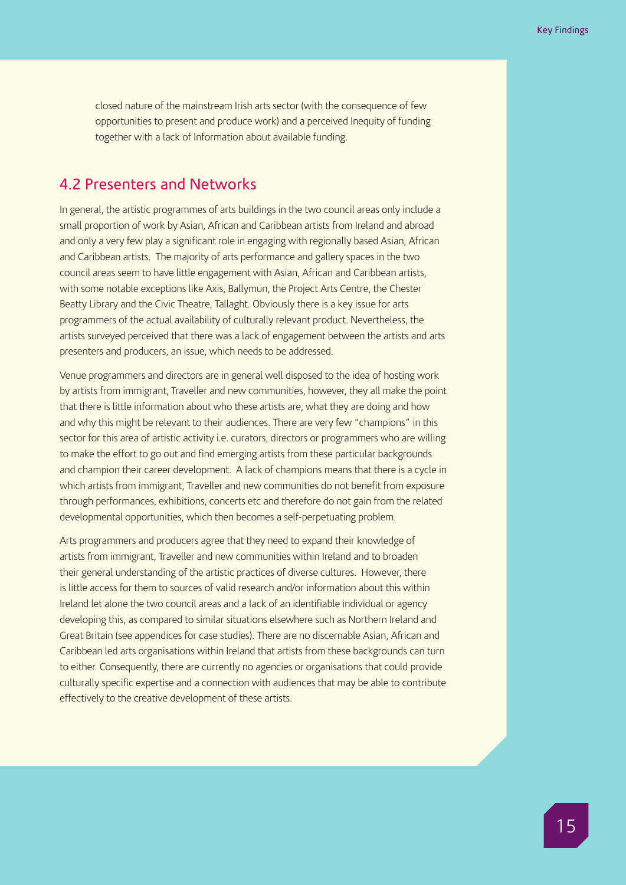closed nature of the mainstream Irish arts sector (with the consequence of few opportunities to present and produce work) and a perceived Inequity of funding together with a lack of Information about available funding.

## 4.2 Presenters and Networks

In general, the artistic programmes of arts buildings in the two council areas only include a small proportion of work by Asian, African and Caribbean artists from Ireland and abroad and only a very few play a significant role in engaging with regionally based Asian, African and Caribbean artists. The majority of arts performance and gallery spaces in the two council areas seem to have little engagement with Asian, African and Caribbean artists, with some notable exceptions like Axis, Ballymun, the Project Arts Centre, the Chester Beatty Library and the Civic Theatre, Tallaght. Obviously there is a key issue for arts programmers of the actual availability of culturally relevant product. Nevertheless, the artists surveyed perceived that there was a lack of engagement between the artists and arts presenters and producers, an issue, which needs to be addressed.

Venue programmers and directors are in general well disposed to the idea of hosting work by artists from immigrant, Traveller and new communities, however, they all make the point that there is little information about who these artists are, what they are doing and how and why this might be relevant to their audiences. There are very few "champions" in this sector for this area of artistic activity i.e. curators, directors or programmers who are willing to make the effort to go out and find emerging artists from these particular backgrounds and champion their career development. A lack of champions means that there is a cycle in which artists from immigrant, Traveller and new communities do not benefit from exposure through performances, exhibitions, concerts etc and therefore do not gain from the related developmental opportunities, which then becomes a self-perpetuating problem.

Arts programmers and producers agree that they need to expand their knowledge of artists from immigrant, Traveller and new communities within Ireland and to broaden their general understanding of the artistic practices of diverse cultures. However, there is little access for them to sources of valid research and/or information about this within Ireland let alone the two council areas and a lack of an identifiable individual or agency developing this, as compared to similar situations elsewhere such as Northern Ireland and Great Britain (see appendices for case studies). There are no discernable Asian, African and Caribbean led arts organisations within Ireland that artists from these backgrounds can turn to either. Consequently, there are currently no agencies or organisations that could provide culturally specific expertise and a connection with audiences that may be able to contribute effectively to the creative development of these artists.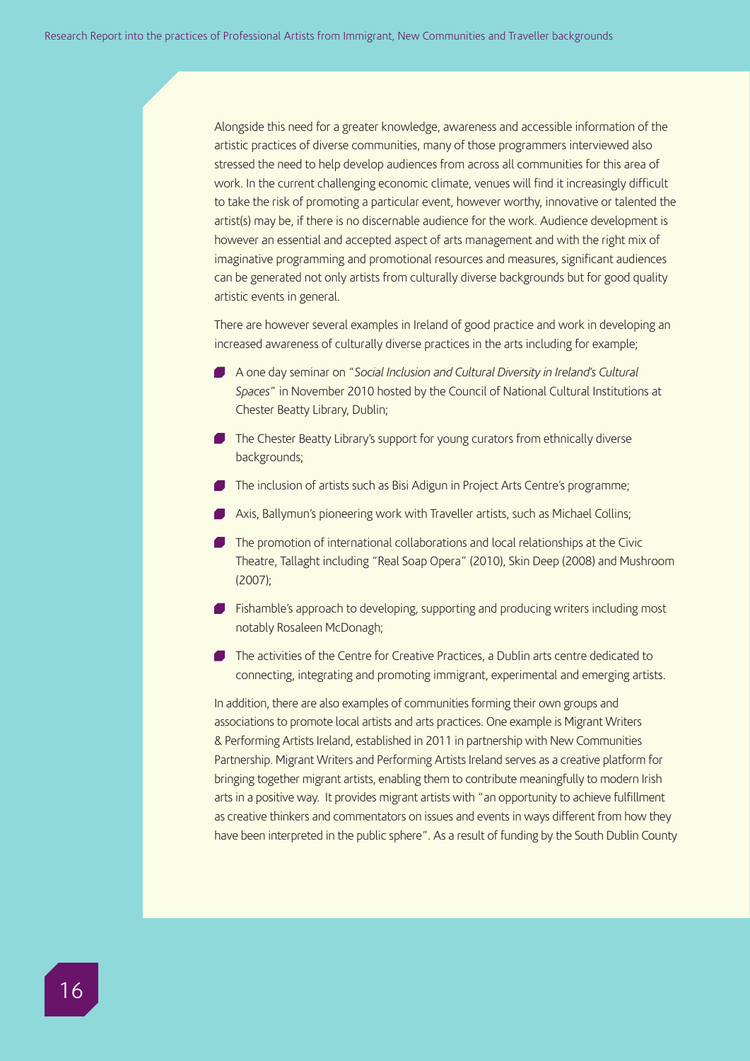Alongside this need for a greater knowledge, awareness and accessible information of the artistic practices of diverse communities, many of those programmers interviewed also stressed the need to help develop audiences from across all communities for this area of work. In the current challenging economic climate, venues will find it increasingly difficult to take the risk of promoting a particular event, however worthy, innovative or talented the artist(s) may be, if there is no discernable audience for the work. Audience development is however an essential and accepted aspect of arts management and with the right mix of imaginative programming and promotional resources and measures, significant audiences can be generated not only artists from culturally diverse backgrounds but for good quality artistic events in general.

There are however several examples in Ireland of good practice and work in developing an increased awareness of culturally diverse practices in the arts including for example;

- A one day seminar on "*Social Inclusion and Cultural Diversity in Ireland's Cultural Spaces*" in November 2010 hosted by the Council of National Cultural Institutions at Chester Beatty Library, Dublin;
- The Chester Beatty Library's support for young curators from ethnically diverse backgrounds;
- The inclusion of artists such as Bisi Adigun in Project Arts Centre's programme;
- Axis, Ballymun's pioneering work with Traveller artists, such as Michael Collins;
- The promotion of international collaborations and local relationships at the Civic Theatre, Tallaght including "Real Soap Opera" (2010), Skin Deep (2008) and Mushroom (2007);
- Fishamble's approach to developing, supporting and producing writers including most notably Rosaleen McDonagh;
- The activities of the Centre for Creative Practices, a Dublin arts centre dedicated to connecting, integrating and promoting immigrant, experimental and emerging artists.

In addition, there are also examples of communities forming their own groups and associations to promote local artists and arts practices. One example is Migrant Writers & Performing Artists Ireland, established in 2011 in partnership with New Communities Partnership. Migrant Writers and Performing Artists Ireland serves as a creative platform for bringing together migrant artists, enabling them to contribute meaningfully to modern Irish arts in a positive way. It provides migrant artists with "an opportunity to achieve fulfillment as creative thinkers and commentators on issues and events in ways different from how they have been interpreted in the public sphere". As a result of funding by the South Dublin County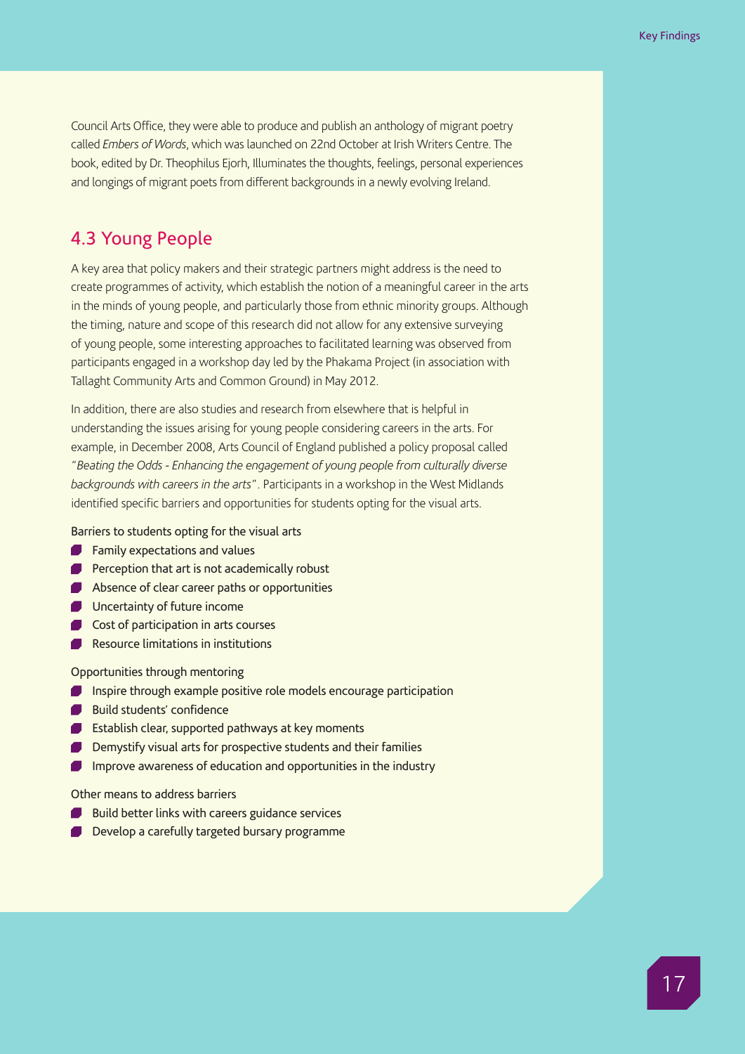Council Arts Office, they were able to produce and publish an anthology of migrant poetry called *Embers of Words*, which was launched on 22nd October at Irish Writers Centre. The book, edited by Dr. Theophilus Ejorh, Illuminates the thoughts, feelings, personal experiences and longings of migrant poets from different backgrounds in a newly evolving Ireland.

## 4.3 Young People

A key area that policy makers and their strategic partners might address is the need to create programmes of activity, which establish the notion of a meaningful career in the arts in the minds of young people, and particularly those from ethnic minority groups. Although the timing, nature and scope of this research did not allow for any extensive surveying of young people, some interesting approaches to facilitated learning was observed from participants engaged in a workshop day led by the Phakama Project (in association with Tallaght Community Arts and Common Ground) in May 2012.

In addition, there are also studies and research from elsewhere that is helpful in understanding the issues arising for young people considering careers in the arts. For example, in December 2008, Arts Council of England published a policy proposal called "*Beating the Odds - Enhancing the engagement of young people from culturally diverse backgrounds with careers in the arts*". Participants in a workshop in the West Midlands identified specific barriers and opportunities for students opting for the visual arts.

Barriers to students opting for the visual arts

- Family expectations and values
- Perception that art is not academically robust
- Absence of clear career paths or opportunities
- Uncertainty of future income
- Cost of participation in arts courses
- Resource limitations in institutions

Opportunities through mentoring

- Inspire through example positive role models encourage participation
- Build students' confidence
- Establish clear, supported pathways at key moments
- Demystify visual arts for prospective students and their families
- Improve awareness of education and opportunities in the industry

Other means to address barriers

- Build better links with careers guidance services
- Develop a carefully targeted bursary programme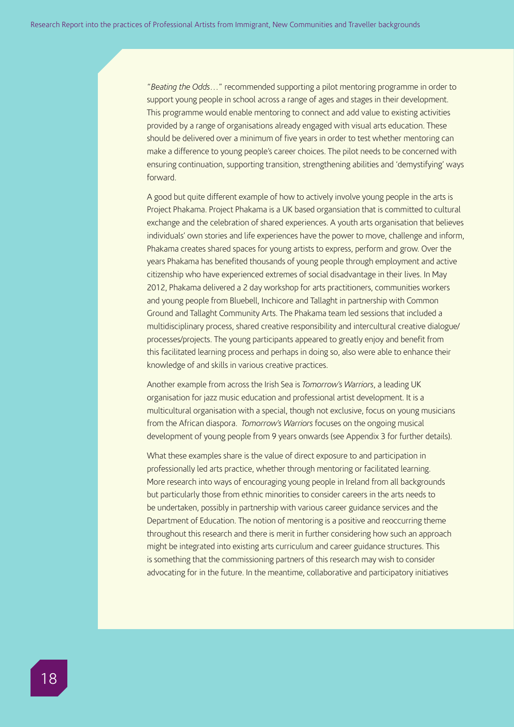"*Beating the Odds*…" recommended supporting a pilot mentoring programme in order to support young people in school across a range of ages and stages in their development. This programme would enable mentoring to connect and add value to existing activities provided by a range of organisations already engaged with visual arts education. These should be delivered over a minimum of five years in order to test whether mentoring can make a difference to young people's career choices. The pilot needs to be concerned with ensuring continuation, supporting transition, strengthening abilities and 'demystifying' ways forward.

A good but quite different example of how to actively involve young people in the arts is Project Phakama. Project Phakama is a UK based organsiation that is committed to cultural exchange and the celebration of shared experiences. A youth arts organisation that believes individuals' own stories and life experiences have the power to move, challenge and inform, Phakama creates shared spaces for young artists to express, perform and grow. Over the years Phakama has benefited thousands of young people through employment and active citizenship who have experienced extremes of social disadvantage in their lives. In May 2012, Phakama delivered a 2 day workshop for arts practitioners, communities workers and young people from Bluebell, Inchicore and Tallaght in partnership with Common Ground and Tallaght Community Arts. The Phakama team led sessions that included a multidisciplinary process, shared creative responsibility and intercultural creative dialogue/processes/projects. The young participants appeared to greatly enjoy and benefit from this facilitated learning process and perhaps in doing so, also were able to enhance their knowledge of and skills in various creative practices.

Another example from across the Irish Sea is *Tomorrow's Warriors*, a leading UK organisation for jazz music education and professional artist development. It is a multicultural organisation with a special, though not exclusive, focus on young musicians from the African diaspora. *Tomorrow's Warriors* focuses on the ongoing musical development of young people from 9 years onwards (see Appendix 3 for further details).

What these examples share is the value of direct exposure to and participation in professionally led arts practice, whether through mentoring or facilitated learning. More research into ways of encouraging young people in Ireland from all backgrounds but particularly those from ethnic minorities to consider careers in the arts needs to be undertaken, possibly in partnership with various career guidance services and the Department of Education. The notion of mentoring is a positive and reoccurring theme throughout this research and there is merit in further considering how such an approach might be integrated into existing arts curriculum and career guidance structures. This is something that the commissioning partners of this research may wish to consider advocating for in the future. In the meantime, collaborative and participatory initiatives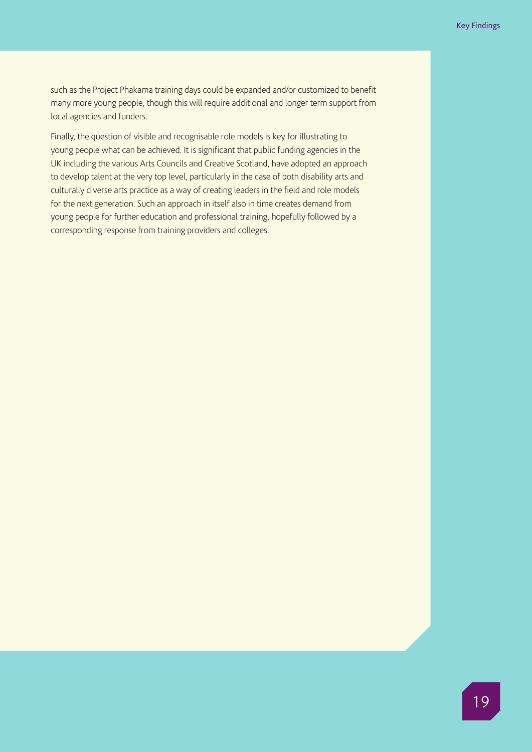such as the Project Phakama training days could be expanded and/or customized to benefit many more young people, though this will require additional and longer term support from local agencies and funders.

Finally, the question of visible and recognisable role models is key for illustrating to young people what can be achieved. It is significant that public funding agencies in the UK including the various Arts Councils and Creative Scotland, have adopted an approach to develop talent at the very top level, particularly in the case of both disability arts and culturally diverse arts practice as a way of creating leaders in the field and role models for the next generation. Such an approach in itself also in time creates demand from young people for further education and professional training, hopefully followed by a corresponding response from training providers and colleges.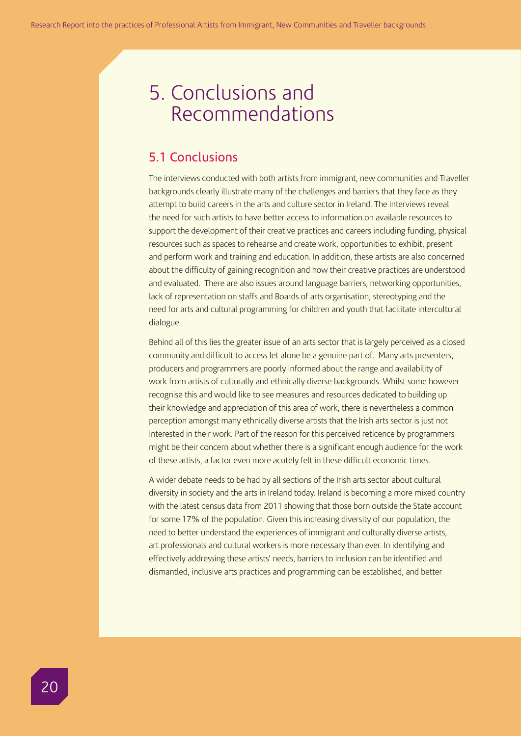# 5. Conclusions and Recommendations

## 5.1 Conclusions

The interviews conducted with both artists from immigrant, new communities and Traveller backgrounds clearly illustrate many of the challenges and barriers that they face as they attempt to build careers in the arts and culture sector in Ireland. The interviews reveal the need for such artists to have better access to information on available resources to support the development of their creative practices and careers including funding, physical resources such as spaces to rehearse and create work, opportunities to exhibit, present and perform work and training and education. In addition, these artists are also concerned about the difficulty of gaining recognition and how their creative practices are understood and evaluated. There are also issues around language barriers, networking opportunities, lack of representation on staffs and Boards of arts organisation, stereotyping and the need for arts and cultural programming for children and youth that facilitate intercultural dialogue.

Behind all of this lies the greater issue of an arts sector that is largely perceived as a closed community and difficult to access let alone be a genuine part of. Many arts presenters, producers and programmers are poorly informed about the range and availability of work from artists of culturally and ethnically diverse backgrounds. Whilst some however recognise this and would like to see measures and resources dedicated to building up their knowledge and appreciation of this area of work, there is nevertheless a common perception amongst many ethnically diverse artists that the Irish arts sector is just not interested in their work. Part of the reason for this perceived reticence by programmers might be their concern about whether there is a significant enough audience for the work of these artists, a factor even more acutely felt in these difficult economic times.

A wider debate needs to be had by all sections of the Irish arts sector about cultural diversity in society and the arts in Ireland today. Ireland is becoming a more mixed country with the latest census data from 2011 showing that those born outside the State account for some 17% of the population. Given this increasing diversity of our population, the need to better understand the experiences of immigrant and culturally diverse artists, art professionals and cultural workers is more necessary than ever. In identifying and effectively addressing these artists' needs, barriers to inclusion can be identified and dismantled, inclusive arts practices and programming can be established, and better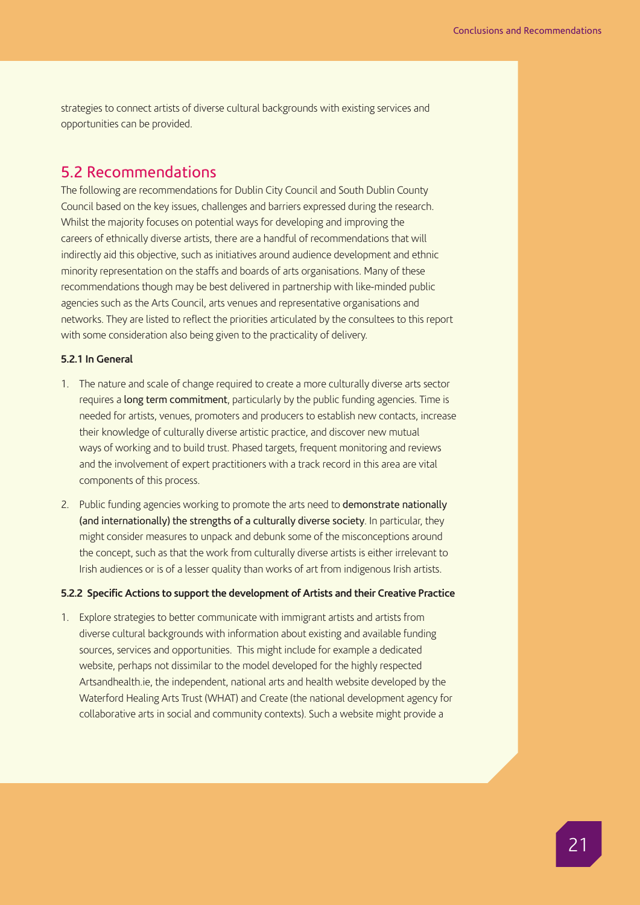strategies to connect artists of diverse cultural backgrounds with existing services and opportunities can be provided.

## 5.2 Recommendations

The following are recommendations for Dublin City Council and South Dublin County Council based on the key issues, challenges and barriers expressed during the research. Whilst the majority focuses on potential ways for developing and improving the careers of ethnically diverse artists, there are a handful of recommendations that will indirectly aid this objective, such as initiatives around audience development and ethnic minority representation on the staffs and boards of arts organisations. Many of these recommendations though may be best delivered in partnership with like-minded public agencies such as the Arts Council, arts venues and representative organisations and networks. They are listed to reflect the priorities articulated by the consultees to this report with some consideration also being given to the practicality of delivery.

#### 5.2.1 In General

1. The nature and scale of change required to create a more culturally diverse arts sector requires a long term commitment, particularly by the public funding agencies. Time is needed for artists, venues, promoters and producers to establish new contacts, increase their knowledge of culturally diverse artistic practice, and discover new mutual ways of working and to build trust. Phased targets, frequent monitoring and reviews and the involvement of expert practitioners with a track record in this area are vital components of this process.

2. Public funding agencies working to promote the arts need to demonstrate nationally (and internationally) the strengths of a culturally diverse society. In particular, they might consider measures to unpack and debunk some of the misconceptions around the concept, such as that the work from culturally diverse artists is either irrelevant to Irish audiences or is of a lesser quality than works of art from indigenous Irish artists.

#### 5.2.2 Specific Actions to support the development of Artists and their Creative Practice

1. Explore strategies to better communicate with immigrant artists and artists from diverse cultural backgrounds with information about existing and available funding sources, services and opportunities. This might include for example a dedicated website, perhaps not dissimilar to the model developed for the highly respected Artsandhealth.ie, the independent, national arts and health website developed by the Waterford Healing Arts Trust (WHAT) and Create (the national development agency for collaborative arts in social and community contexts). Such a website might provide a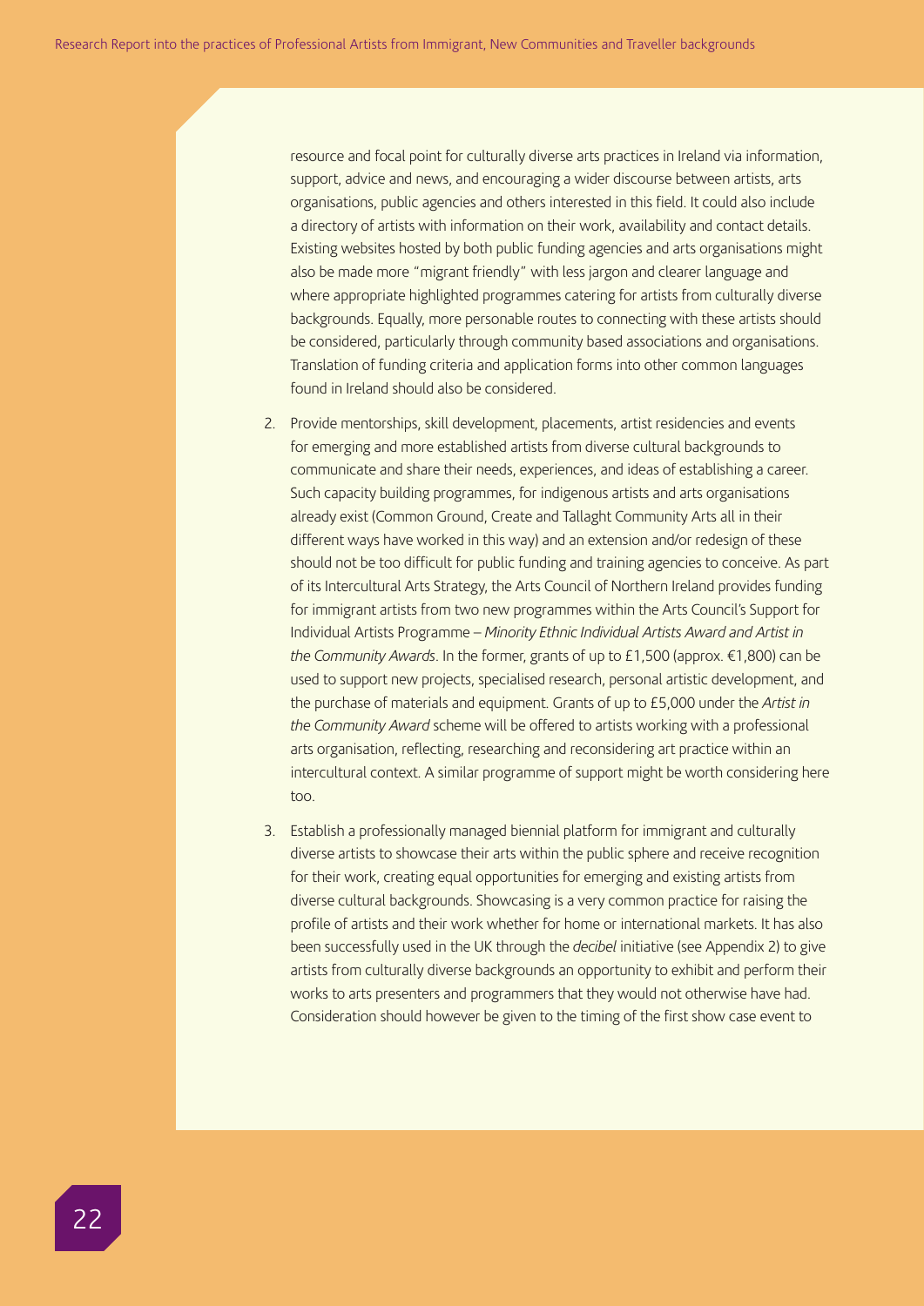resource and focal point for culturally diverse arts practices in Ireland via information, support, advice and news, and encouraging a wider discourse between artists, arts organisations, public agencies and others interested in this field. It could also include a directory of artists with information on their work, availability and contact details. Existing websites hosted by both public funding agencies and arts organisations might also be made more "migrant friendly" with less jargon and clearer language and where appropriate highlighted programmes catering for artists from culturally diverse backgrounds. Equally, more personable routes to connecting with these artists should be considered, particularly through community based associations and organisations. Translation of funding criteria and application forms into other common languages found in Ireland should also be considered.

2. Provide mentorships, skill development, placements, artist residencies and events for emerging and more established artists from diverse cultural backgrounds to communicate and share their needs, experiences, and ideas of establishing a career. Such capacity building programmes, for indigenous artists and arts organisations already exist (Common Ground, Create and Tallaght Community Arts all in their different ways have worked in this way) and an extension and/or redesign of these should not be too difficult for public funding and training agencies to conceive. As part of its Intercultural Arts Strategy, the Arts Council of Northern Ireland provides funding for immigrant artists from two new programmes within the Arts Council's Support for Individual Artists Programme – *Minority Ethnic Individual Artists Award and Artist in the Community Awards*. In the former, grants of up to £1,500 (approx. €1,800) can be used to support new projects, specialised research, personal artistic development, and the purchase of materials and equipment. Grants of up to £5,000 under the *Artist in the Community Award* scheme will be offered to artists working with a professional arts organisation, reflecting, researching and reconsidering art practice within an intercultural context. A similar programme of support might be worth considering here too.

3. Establish a professionally managed biennial platform for immigrant and culturally diverse artists to showcase their arts within the public sphere and receive recognition for their work, creating equal opportunities for emerging and existing artists from diverse cultural backgrounds. Showcasing is a very common practice for raising the profile of artists and their work whether for home or international markets. It has also been successfully used in the UK through the *decibel* initiative (see Appendix 2) to give artists from culturally diverse backgrounds an opportunity to exhibit and perform their works to arts presenters and programmers that they would not otherwise have had. Consideration should however be given to the timing of the first show case event to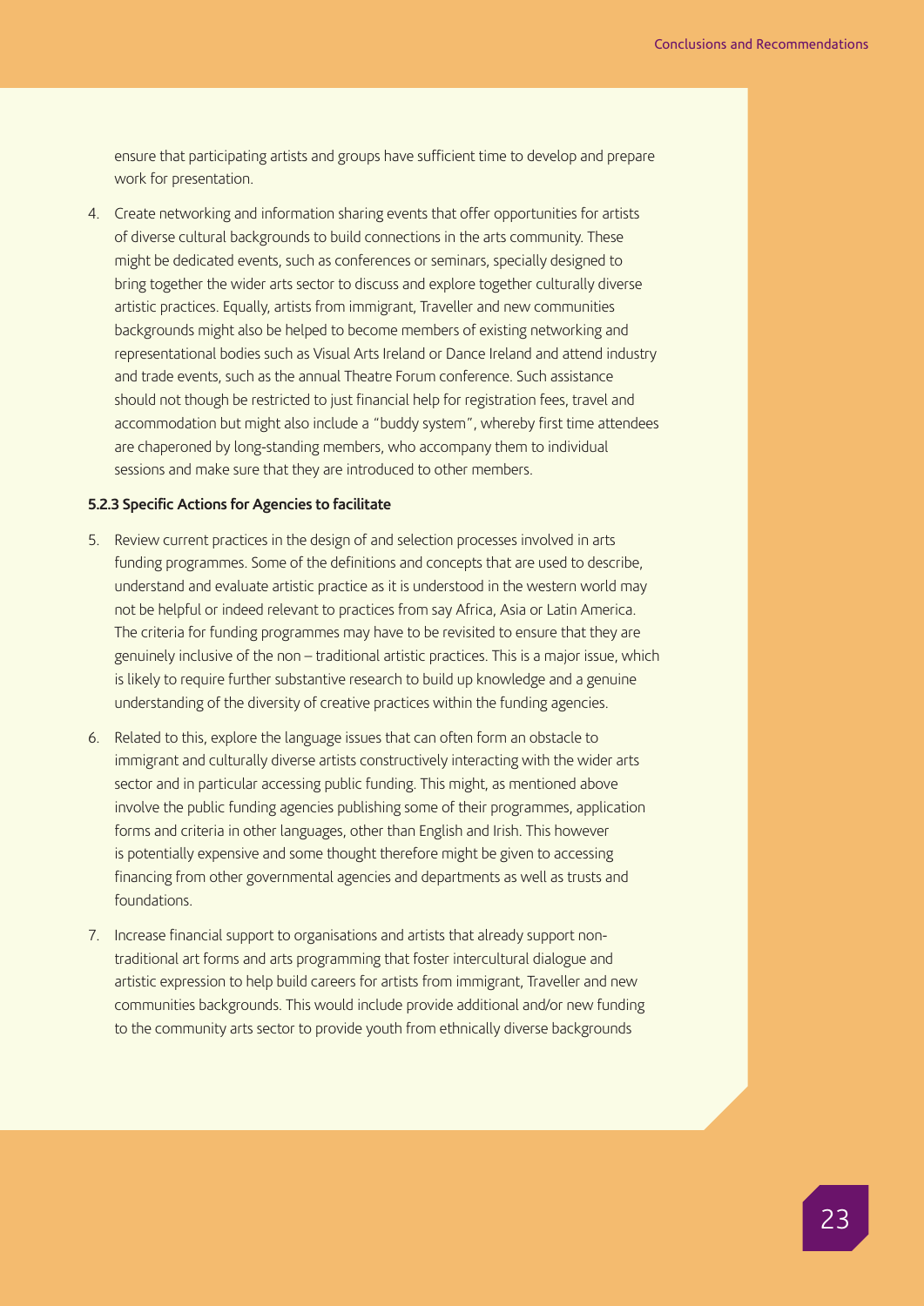ensure that participating artists and groups have sufficient time to develop and prepare work for presentation.

4. Create networking and information sharing events that offer opportunities for artists of diverse cultural backgrounds to build connections in the arts community. These might be dedicated events, such as conferences or seminars, specially designed to bring together the wider arts sector to discuss and explore together culturally diverse artistic practices. Equally, artists from immigrant, Traveller and new communities backgrounds might also be helped to become members of existing networking and representational bodies such as Visual Arts Ireland or Dance Ireland and attend industry and trade events, such as the annual Theatre Forum conference. Such assistance should not though be restricted to just financial help for registration fees, travel and accommodation but might also include a "buddy system", whereby first time attendees are chaperoned by long-standing members, who accompany them to individual sessions and make sure that they are introduced to other members.

#### 5.2.3 Specific Actions for Agencies to facilitate

5. Review current practices in the design of and selection processes involved in arts funding programmes. Some of the definitions and concepts that are used to describe, understand and evaluate artistic practice as it is understood in the western world may not be helpful or indeed relevant to practices from say Africa, Asia or Latin America. The criteria for funding programmes may have to be revisited to ensure that they are genuinely inclusive of the non – traditional artistic practices. This is a major issue, which is likely to require further substantive research to build up knowledge and a genuine understanding of the diversity of creative practices within the funding agencies.

6. Related to this, explore the language issues that can often form an obstacle to immigrant and culturally diverse artists constructively interacting with the wider arts sector and in particular accessing public funding. This might, as mentioned above involve the public funding agencies publishing some of their programmes, application forms and criteria in other languages, other than English and Irish. This however is potentially expensive and some thought therefore might be given to accessing financing from other governmental agencies and departments as well as trusts and foundations.

7. Increase financial support to organisations and artists that already support non-traditional art forms and arts programming that foster intercultural dialogue and artistic expression to help build careers for artists from immigrant, Traveller and new communities backgrounds. This would include provide additional and/or new funding to the community arts sector to provide youth from ethnically diverse backgrounds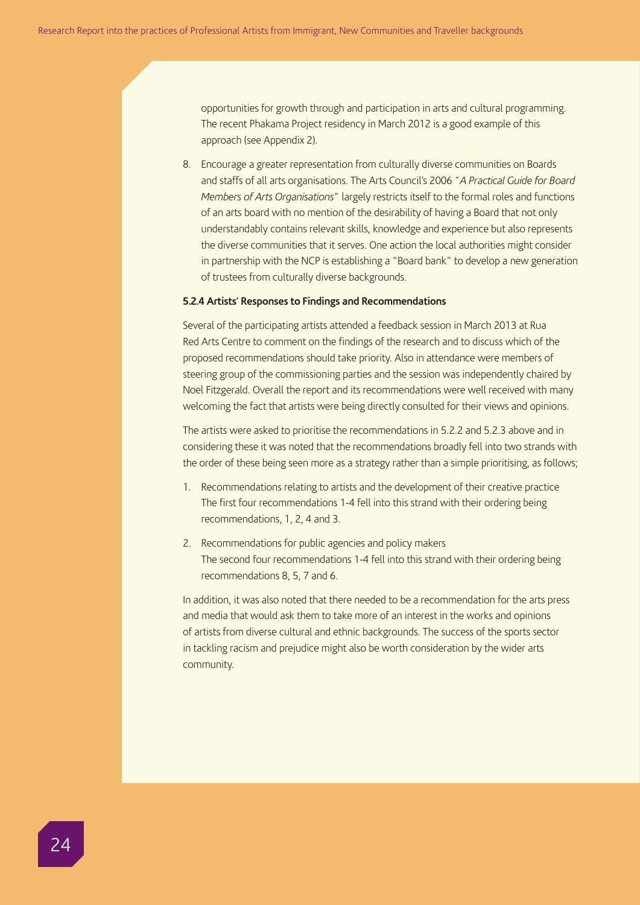opportunities for growth through and participation in arts and cultural programming. The recent Phakama Project residency in March 2012 is a good example of this approach (see Appendix 2).

8. Encourage a greater representation from culturally diverse communities on Boards and staffs of all arts organisations. The Arts Council's 2006 "*A Practical Guide for Board Members of Arts Organisations*" largely restricts itself to the formal roles and functions of an arts board with no mention of the desirability of having a Board that not only understandably contains relevant skills, knowledge and experience but also represents the diverse communities that it serves. One action the local authorities might consider in partnership with the NCP is establishing a "Board bank" to develop a new generation of trustees from culturally diverse backgrounds.

#### 5.2.4 Artists' Responses to Findings and Recommendations

Several of the participating artists attended a feedback session in March 2013 at Rua Red Arts Centre to comment on the findings of the research and to discuss which of the proposed recommendations should take priority. Also in attendance were members of steering group of the commissioning parties and the session was independently chaired by Noel Fitzgerald. Overall the report and its recommendations were well received with many welcoming the fact that artists were being directly consulted for their views and opinions.

The artists were asked to prioritise the recommendations in 5.2.2 and 5.2.3 above and in considering these it was noted that the recommendations broadly fell into two strands with the order of these being seen more as a strategy rather than a simple prioritising, as follows;

1. Recommendations relating to artists and the development of their creative practice
   The first four recommendations 1-4 fell into this strand with their ordering being recommendations, 1, 2, 4 and 3.
2. Recommendations for public agencies and policy makers
   The second four recommendations 1-4 fell into this strand with their ordering being recommendations 8, 5, 7 and 6.

In addition, it was also noted that there needed to be a recommendation for the arts press and media that would ask them to take more of an interest in the works and opinions of artists from diverse cultural and ethnic backgrounds. The success of the sports sector in tackling racism and prejudice might also be worth consideration by the wider arts community.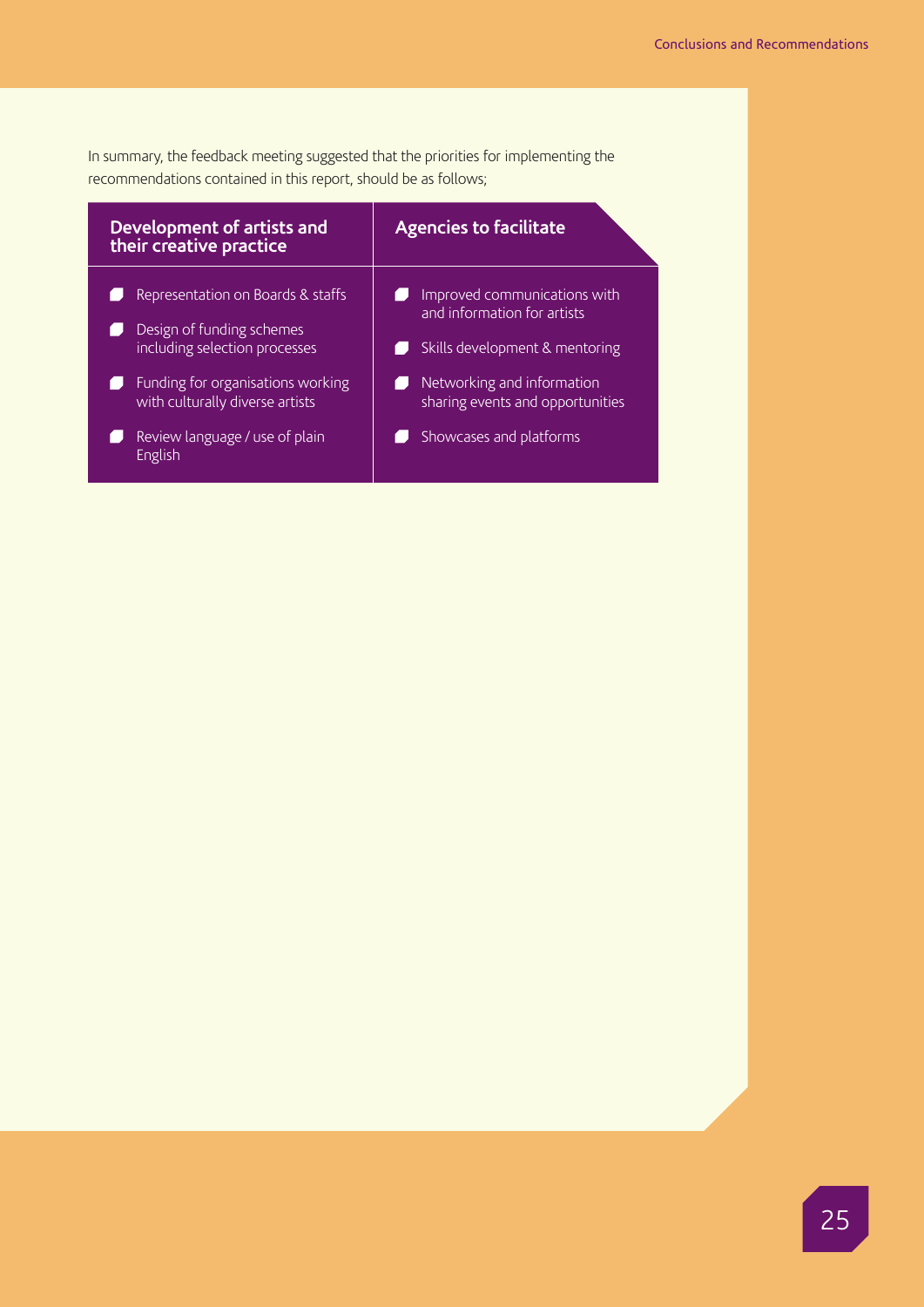In summary, the feedback meeting suggested that the priorities for implementing the recommendations contained in this report, should be as follows;

| Development of artists and their creative practice | Agencies to facilitate |
| --- | --- |
| Representation on Boards & staffs | Improved communications with and information for artists |
| Design of funding schemes including selection processes | Skills development & mentoring |
| Funding for organisations working with culturally diverse artists | Networking and information sharing events and opportunities |
| Review language / use of plain English | Showcases and platforms |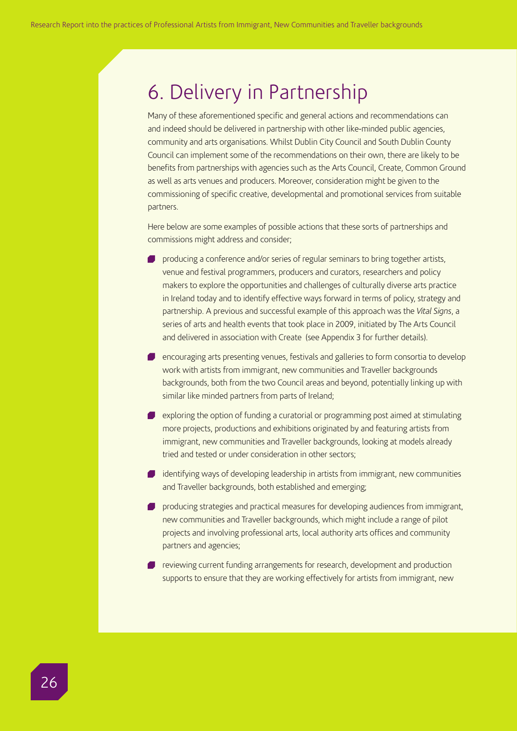# 6. Delivery in Partnership

Many of these aforementioned specific and general actions and recommendations can and indeed should be delivered in partnership with other like-minded public agencies, community and arts organisations. Whilst Dublin City Council and South Dublin County Council can implement some of the recommendations on their own, there are likely to be benefits from partnerships with agencies such as the Arts Council, Create, Common Ground as well as arts venues and producers. Moreover, consideration might be given to the commissioning of specific creative, developmental and promotional services from suitable partners.

Here below are some examples of possible actions that these sorts of partnerships and commissions might address and consider;

- producing a conference and/or series of regular seminars to bring together artists, venue and festival programmers, producers and curators, researchers and policy makers to explore the opportunities and challenges of culturally diverse arts practice in Ireland today and to identify effective ways forward in terms of policy, strategy and partnership. A previous and successful example of this approach was the *Vital Signs*, a series of arts and health events that took place in 2009, initiated by The Arts Council and delivered in association with Create (see Appendix 3 for further details).
- encouraging arts presenting venues, festivals and galleries to form consortia to develop work with artists from immigrant, new communities and Traveller backgrounds backgrounds, both from the two Council areas and beyond, potentially linking up with similar like minded partners from parts of Ireland;
- exploring the option of funding a curatorial or programming post aimed at stimulating more projects, productions and exhibitions originated by and featuring artists from immigrant, new communities and Traveller backgrounds, looking at models already tried and tested or under consideration in other sectors;
- identifying ways of developing leadership in artists from immigrant, new communities and Traveller backgrounds, both established and emerging;
- producing strategies and practical measures for developing audiences from immigrant, new communities and Traveller backgrounds, which might include a range of pilot projects and involving professional arts, local authority arts offices and community partners and agencies;
- reviewing current funding arrangements for research, development and production supports to ensure that they are working effectively for artists from immigrant, new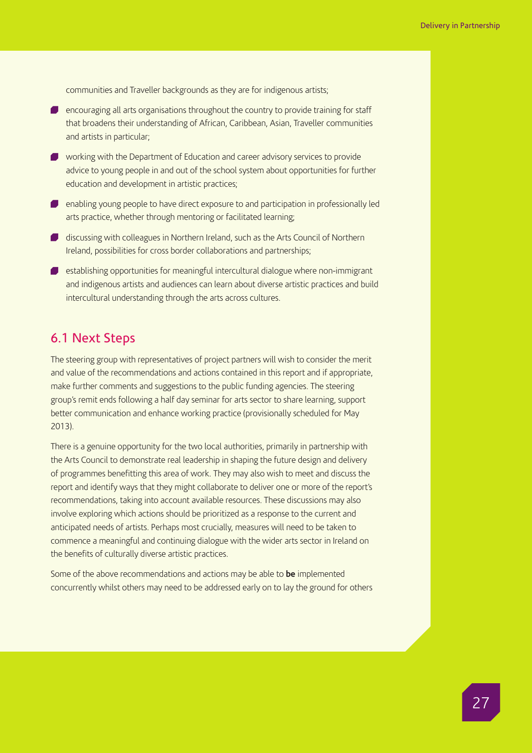communities and Traveller backgrounds as they are for indigenous artists;

- encouraging all arts organisations throughout the country to provide training for staff that broadens their understanding of African, Caribbean, Asian, Traveller communities and artists in particular;
- working with the Department of Education and career advisory services to provide advice to young people in and out of the school system about opportunities for further education and development in artistic practices;
- enabling young people to have direct exposure to and participation in professionally led arts practice, whether through mentoring or facilitated learning;
- discussing with colleagues in Northern Ireland, such as the Arts Council of Northern Ireland, possibilities for cross border collaborations and partnerships;
- establishing opportunities for meaningful intercultural dialogue where non-immigrant and indigenous artists and audiences can learn about diverse artistic practices and build intercultural understanding through the arts across cultures.

## 6.1 Next Steps

The steering group with representatives of project partners will wish to consider the merit and value of the recommendations and actions contained in this report and if appropriate, make further comments and suggestions to the public funding agencies. The steering group's remit ends following a half day seminar for arts sector to share learning, support better communication and enhance working practice (provisionally scheduled for May 2013).

There is a genuine opportunity for the two local authorities, primarily in partnership with the Arts Council to demonstrate real leadership in shaping the future design and delivery of programmes benefitting this area of work. They may also wish to meet and discuss the report and identify ways that they might collaborate to deliver one or more of the report's recommendations, taking into account available resources. These discussions may also involve exploring which actions should be prioritized as a response to the current and anticipated needs of artists. Perhaps most crucially, measures will need to be taken to commence a meaningful and continuing dialogue with the wider arts sector in Ireland on the benefits of culturally diverse artistic practices.

Some of the above recommendations and actions may be able to **be** implemented concurrently whilst others may need to be addressed early on to lay the ground for others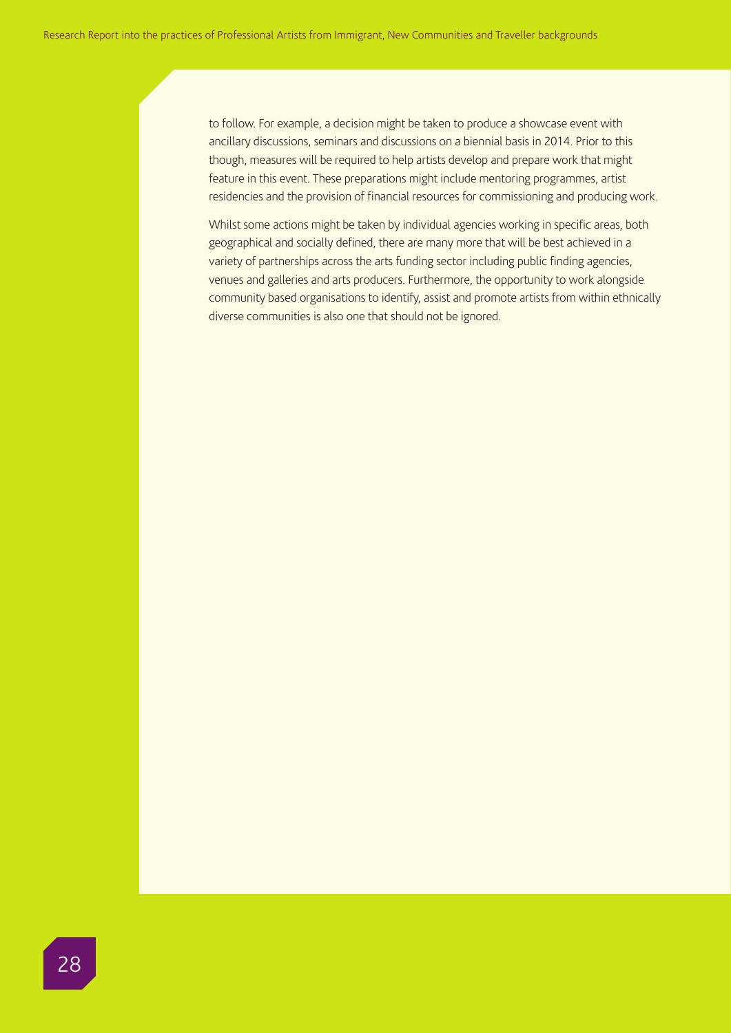to follow. For example, a decision might be taken to produce a showcase event with ancillary discussions, seminars and discussions on a biennial basis in 2014. Prior to this though, measures will be required to help artists develop and prepare work that might feature in this event. These preparations might include mentoring programmes, artist residencies and the provision of financial resources for commissioning and producing work.

Whilst some actions might be taken by individual agencies working in specific areas, both geographical and socially defined, there are many more that will be best achieved in a variety of partnerships across the arts funding sector including public finding agencies, venues and galleries and arts producers. Furthermore, the opportunity to work alongside community based organisations to identify, assist and promote artists from within ethnically diverse communities is also one that should not be ignored.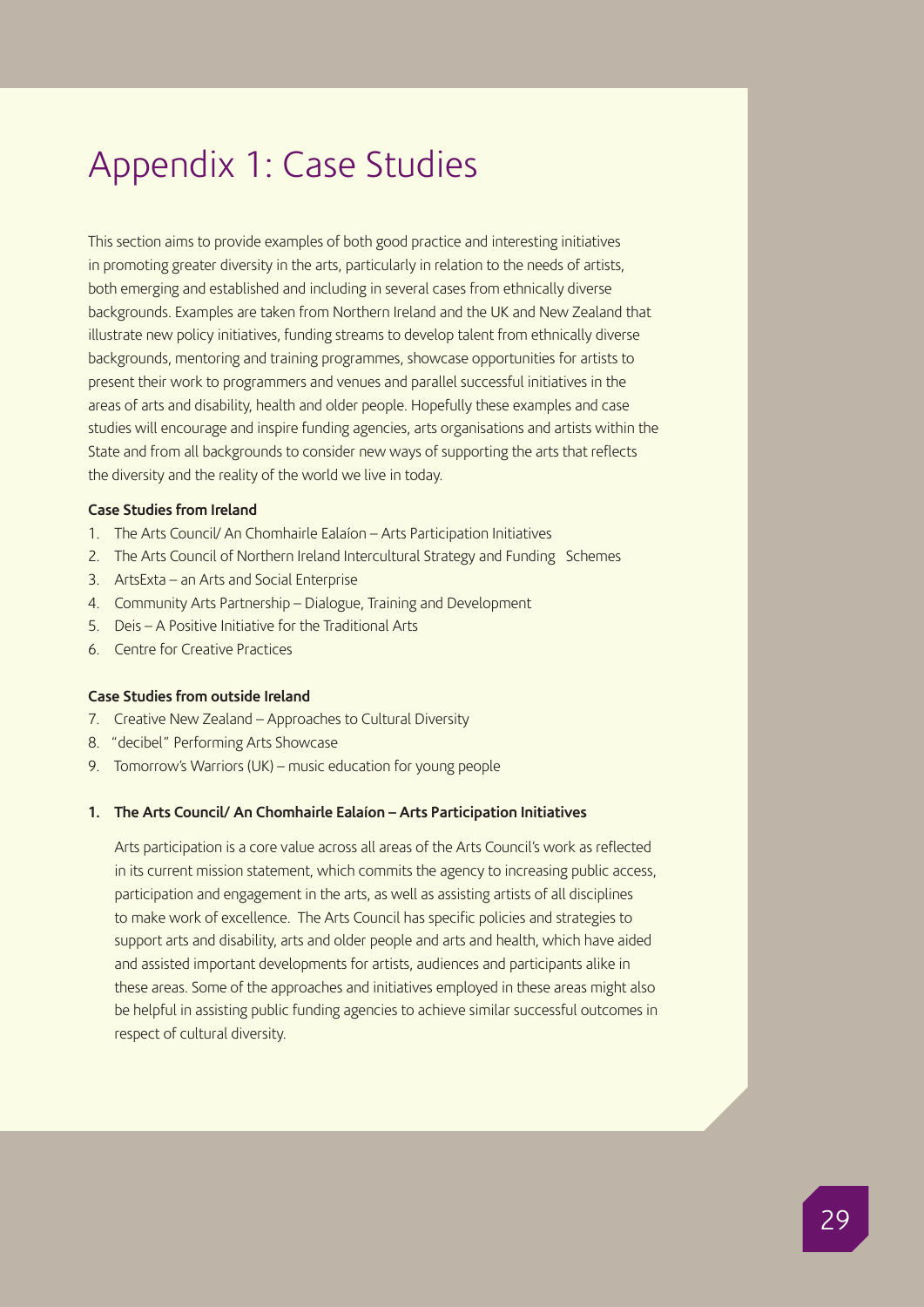# Appendix 1: Case Studies

This section aims to provide examples of both good practice and interesting initiatives in promoting greater diversity in the arts, particularly in relation to the needs of artists, both emerging and established and including in several cases from ethnically diverse backgrounds. Examples are taken from Northern Ireland and the UK and New Zealand that illustrate new policy initiatives, funding streams to develop talent from ethnically diverse backgrounds, mentoring and training programmes, showcase opportunities for artists to present their work to programmers and venues and parallel successful initiatives in the areas of arts and disability, health and older people. Hopefully these examples and case studies will encourage and inspire funding agencies, arts organisations and artists within the State and from all backgrounds to consider new ways of supporting the arts that reflects the diversity and the reality of the world we live in today.

**Case Studies from Ireland**

1. The Arts Council/ An Chomhairle Ealaíon – Arts Participation Initiatives
2. The Arts Council of Northern Ireland Intercultural Strategy and Funding Schemes
3. ArtsExta – an Arts and Social Enterprise
4. Community Arts Partnership – Dialogue, Training and Development
5. Deis – A Positive Initiative for the Traditional Arts
6. Centre for Creative Practices

**Case Studies from outside Ireland**

7. Creative New Zealand – Approaches to Cultural Diversity
8. "decibel" Performing Arts Showcase
9. Tomorrow's Warriors (UK) – music education for young people

**1. The Arts Council/ An Chomhairle Ealaíon – Arts Participation Initiatives**

Arts participation is a core value across all areas of the Arts Council's work as reflected in its current mission statement, which commits the agency to increasing public access, participation and engagement in the arts, as well as assisting artists of all disciplines to make work of excellence. The Arts Council has specific policies and strategies to support arts and disability, arts and older people and arts and health, which have aided and assisted important developments for artists, audiences and participants alike in these areas. Some of the approaches and initiatives employed in these areas might also be helpful in assisting public funding agencies to achieve similar successful outcomes in respect of cultural diversity.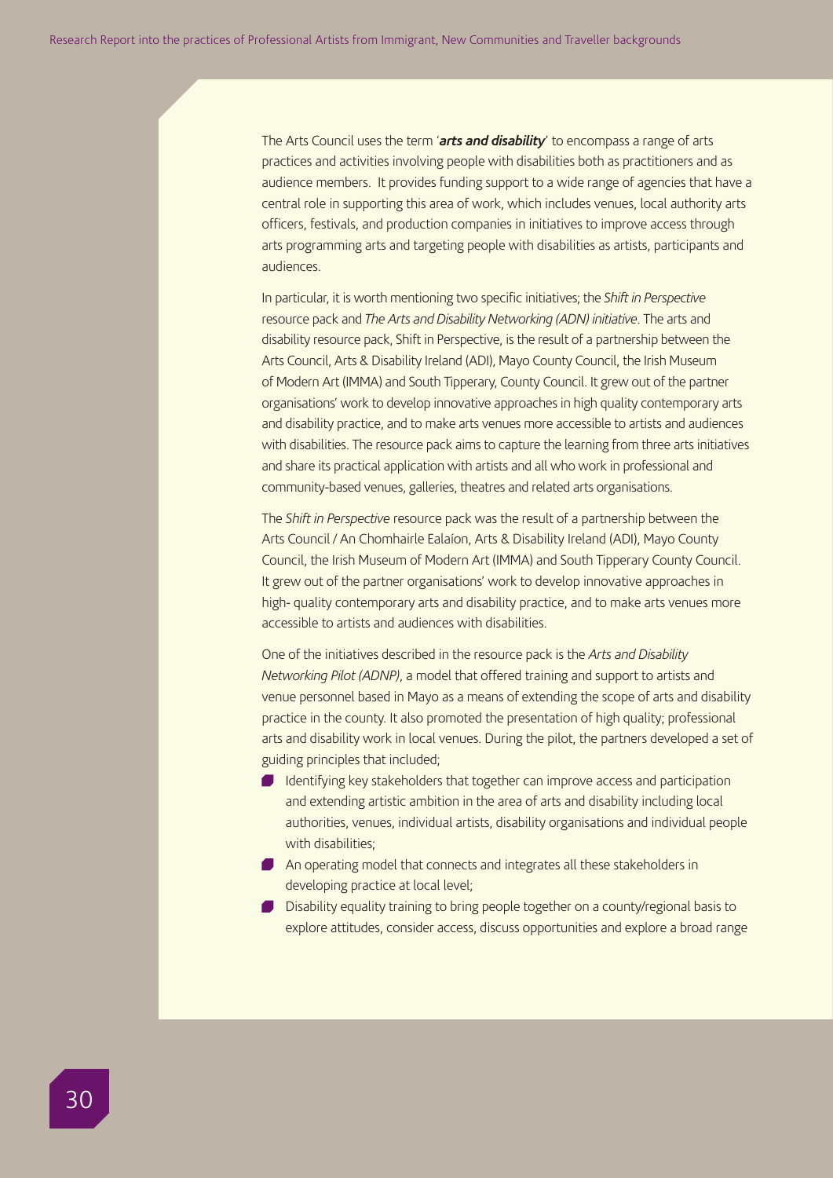The Arts Council uses the term '***arts and disability***' to encompass a range of arts practices and activities involving people with disabilities both as practitioners and as audience members. It provides funding support to a wide range of agencies that have a central role in supporting this area of work, which includes venues, local authority arts officers, festivals, and production companies in initiatives to improve access through arts programming arts and targeting people with disabilities as artists, participants and audiences.

In particular, it is worth mentioning two specific initiatives; the *Shift in Perspective* resource pack and *The Arts and Disability Networking (ADN) initiative*. The arts and disability resource pack, Shift in Perspective, is the result of a partnership between the Arts Council, Arts & Disability Ireland (ADI), Mayo County Council, the Irish Museum of Modern Art (IMMA) and South Tipperary, County Council. It grew out of the partner organisations' work to develop innovative approaches in high quality contemporary arts and disability practice, and to make arts venues more accessible to artists and audiences with disabilities. The resource pack aims to capture the learning from three arts initiatives and share its practical application with artists and all who work in professional and community-based venues, galleries, theatres and related arts organisations.

The *Shift in Perspective* resource pack was the result of a partnership between the Arts Council / An Chomhairle Ealaíon, Arts & Disability Ireland (ADI), Mayo County Council, the Irish Museum of Modern Art (IMMA) and South Tipperary County Council. It grew out of the partner organisations' work to develop innovative approaches in high- quality contemporary arts and disability practice, and to make arts venues more accessible to artists and audiences with disabilities.

One of the initiatives described in the resource pack is the *Arts and Disability Networking Pilot (ADNP)*, a model that offered training and support to artists and venue personnel based in Mayo as a means of extending the scope of arts and disability practice in the county. It also promoted the presentation of high quality; professional arts and disability work in local venues. During the pilot, the partners developed a set of guiding principles that included;

- Identifying key stakeholders that together can improve access and participation and extending artistic ambition in the area of arts and disability including local authorities, venues, individual artists, disability organisations and individual people with disabilities;
- An operating model that connects and integrates all these stakeholders in developing practice at local level;
- Disability equality training to bring people together on a county/regional basis to explore attitudes, consider access, discuss opportunities and explore a broad range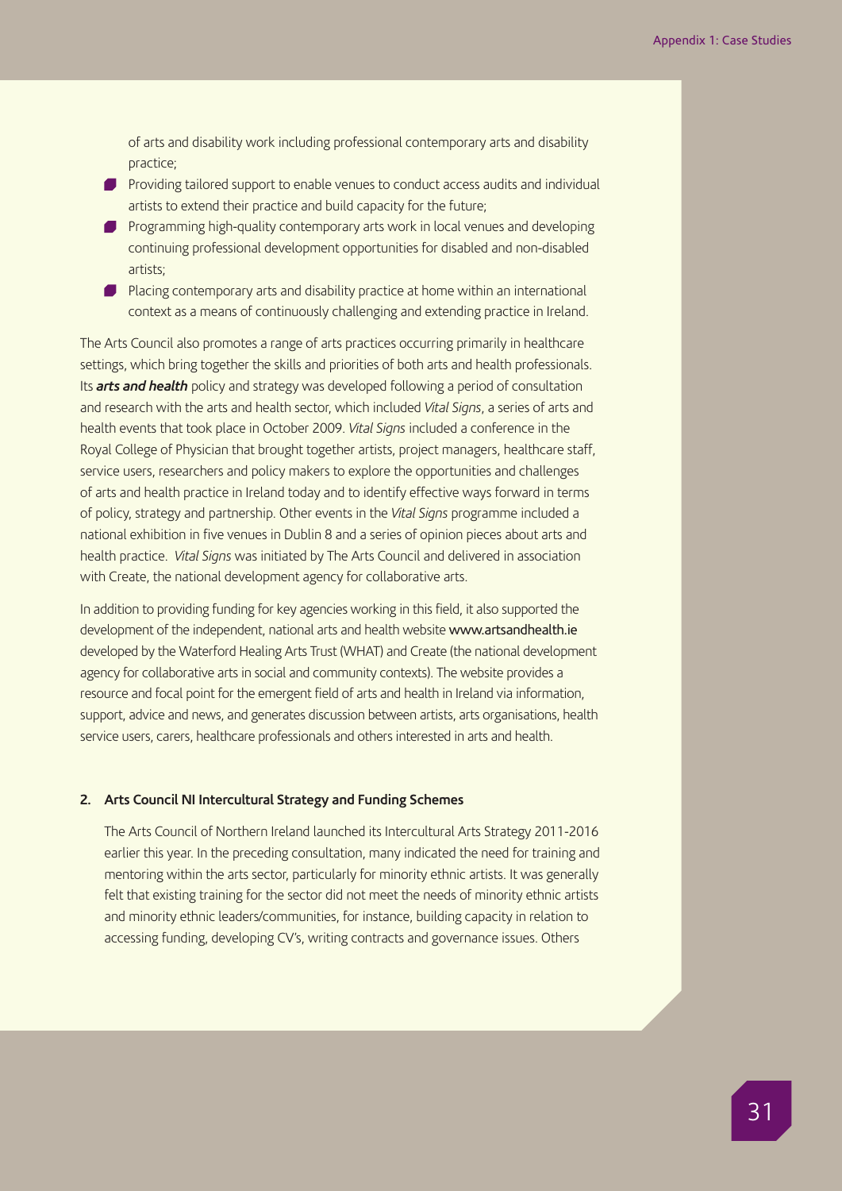of arts and disability work including professional contemporary arts and disability practice;

- Providing tailored support to enable venues to conduct access audits and individual artists to extend their practice and build capacity for the future;
- Programming high-quality contemporary arts work in local venues and developing continuing professional development opportunities for disabled and non-disabled artists;
- Placing contemporary arts and disability practice at home within an international context as a means of continuously challenging and extending practice in Ireland.

The Arts Council also promotes a range of arts practices occurring primarily in healthcare settings, which bring together the skills and priorities of both arts and health professionals. Its ***arts and health*** policy and strategy was developed following a period of consultation and research with the arts and health sector, which included *Vital Signs*, a series of arts and health events that took place in October 2009. *Vital Signs* included a conference in the Royal College of Physician that brought together artists, project managers, healthcare staff, service users, researchers and policy makers to explore the opportunities and challenges of arts and health practice in Ireland today and to identify effective ways forward in terms of policy, strategy and partnership. Other events in the *Vital Signs* programme included a national exhibition in five venues in Dublin 8 and a series of opinion pieces about arts and health practice. *Vital Signs* was initiated by The Arts Council and delivered in association with Create, the national development agency for collaborative arts.

In addition to providing funding for key agencies working in this field, it also supported the development of the independent, national arts and health website www.artsandhealth.ie developed by the Waterford Healing Arts Trust (WHAT) and Create (the national development agency for collaborative arts in social and community contexts). The website provides a resource and focal point for the emergent field of arts and health in Ireland via information, support, advice and news, and generates discussion between artists, arts organisations, health service users, carers, healthcare professionals and others interested in arts and health.

### 2. Arts Council NI Intercultural Strategy and Funding Schemes

The Arts Council of Northern Ireland launched its Intercultural Arts Strategy 2011-2016 earlier this year. In the preceding consultation, many indicated the need for training and mentoring within the arts sector, particularly for minority ethnic artists. It was generally felt that existing training for the sector did not meet the needs of minority ethnic artists and minority ethnic leaders/communities, for instance, building capacity in relation to accessing funding, developing CV's, writing contracts and governance issues. Others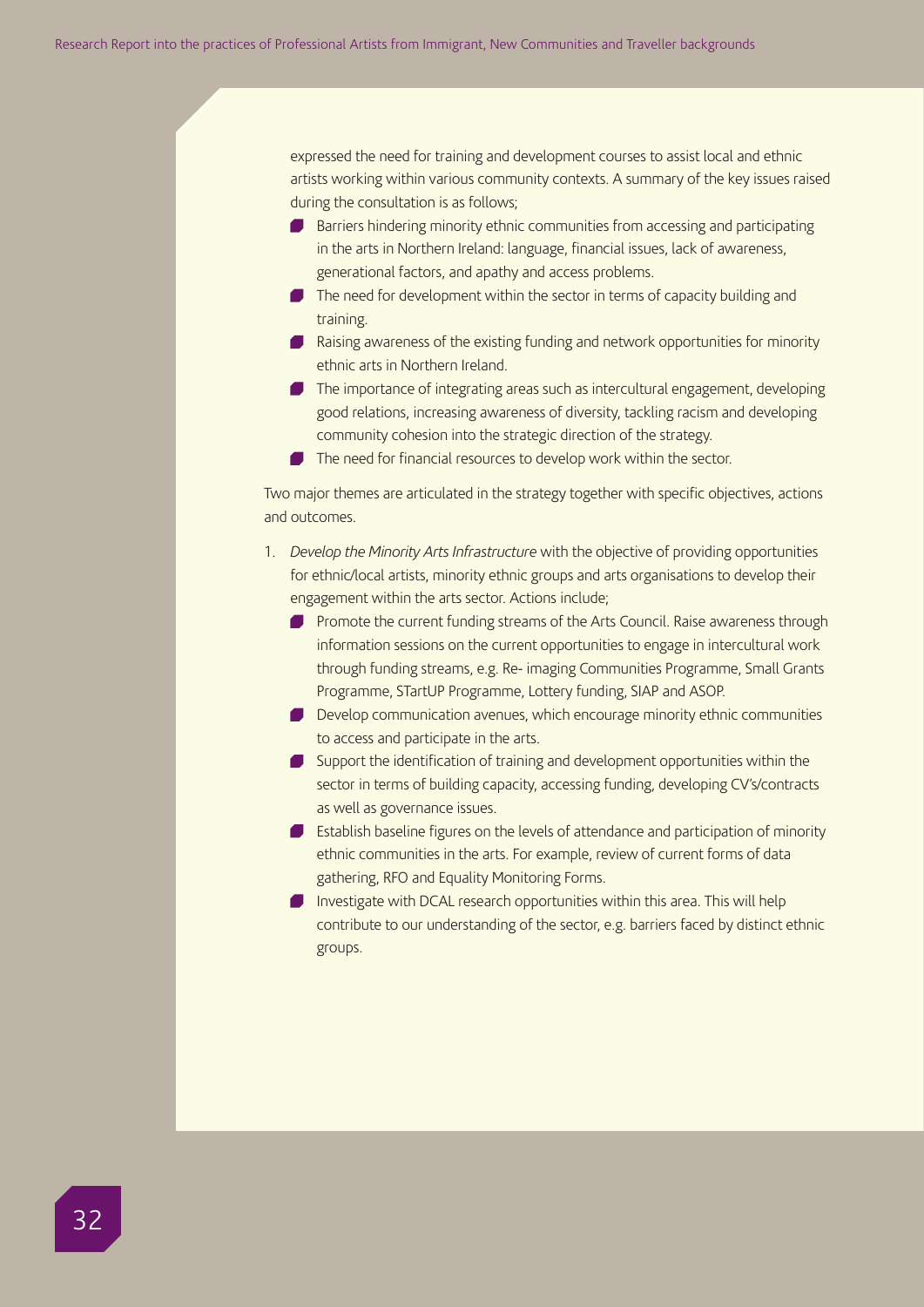expressed the need for training and development courses to assist local and ethnic artists working within various community contexts. A summary of the key issues raised during the consultation is as follows;

- Barriers hindering minority ethnic communities from accessing and participating in the arts in Northern Ireland: language, financial issues, lack of awareness, generational factors, and apathy and access problems.
- The need for development within the sector in terms of capacity building and training.
- Raising awareness of the existing funding and network opportunities for minority ethnic arts in Northern Ireland.
- The importance of integrating areas such as intercultural engagement, developing good relations, increasing awareness of diversity, tackling racism and developing community cohesion into the strategic direction of the strategy.
- The need for financial resources to develop work within the sector.

Two major themes are articulated in the strategy together with specific objectives, actions and outcomes.

1. *Develop the Minority Arts Infrastructure* with the objective of providing opportunities for ethnic/local artists, minority ethnic groups and arts organisations to develop their engagement within the arts sector. Actions include;
   - Promote the current funding streams of the Arts Council. Raise awareness through information sessions on the current opportunities to engage in intercultural work through funding streams, e.g. Re- imaging Communities Programme, Small Grants Programme, STartUP Programme, Lottery funding, SIAP and ASOP.
   - Develop communication avenues, which encourage minority ethnic communities to access and participate in the arts.
   - Support the identification of training and development opportunities within the sector in terms of building capacity, accessing funding, developing CV's/contracts as well as governance issues.
   - Establish baseline figures on the levels of attendance and participation of minority ethnic communities in the arts. For example, review of current forms of data gathering, RFO and Equality Monitoring Forms.
   - Investigate with DCAL research opportunities within this area. This will help contribute to our understanding of the sector, e.g. barriers faced by distinct ethnic groups.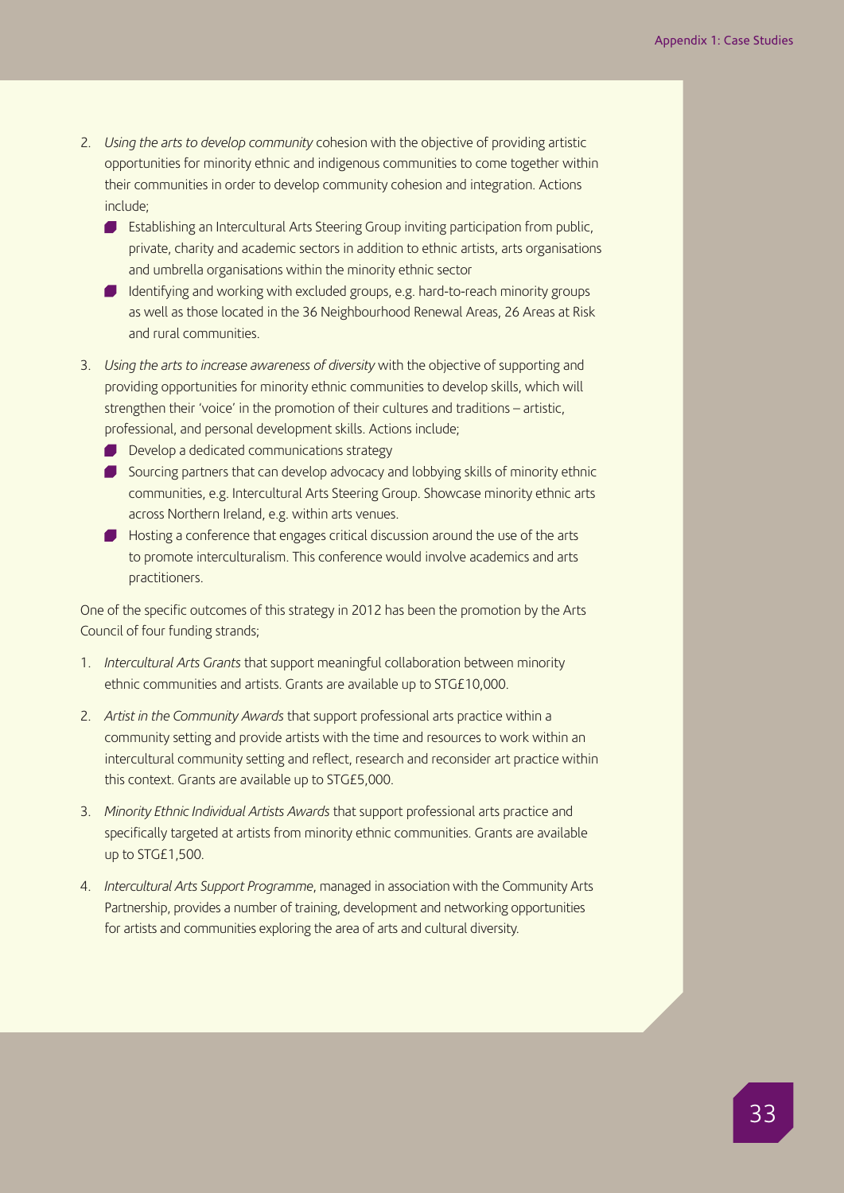2. *Using the arts to develop community* cohesion with the objective of providing artistic opportunities for minority ethnic and indigenous communities to come together within their communities in order to develop community cohesion and integration. Actions include;
   - Establishing an Intercultural Arts Steering Group inviting participation from public, private, charity and academic sectors in addition to ethnic artists, arts organisations and umbrella organisations within the minority ethnic sector
   - Identifying and working with excluded groups, e.g. hard-to-reach minority groups as well as those located in the 36 Neighbourhood Renewal Areas, 26 Areas at Risk and rural communities.

3. *Using the arts to increase awareness of diversity* with the objective of supporting and providing opportunities for minority ethnic communities to develop skills, which will strengthen their 'voice' in the promotion of their cultures and traditions – artistic, professional, and personal development skills. Actions include;
   - Develop a dedicated communications strategy
   - Sourcing partners that can develop advocacy and lobbying skills of minority ethnic communities, e.g. Intercultural Arts Steering Group. Showcase minority ethnic arts across Northern Ireland, e.g. within arts venues.
   - Hosting a conference that engages critical discussion around the use of the arts to promote interculturalism. This conference would involve academics and arts practitioners.

One of the specific outcomes of this strategy in 2012 has been the promotion by the Arts Council of four funding strands;

1. *Intercultural Arts Grants* that support meaningful collaboration between minority ethnic communities and artists. Grants are available up to STG£10,000.

2. *Artist in the Community Awards* that support professional arts practice within a community setting and provide artists with the time and resources to work within an intercultural community setting and reflect, research and reconsider art practice within this context. Grants are available up to STG£5,000.

3. *Minority Ethnic Individual Artists Awards* that support professional arts practice and specifically targeted at artists from minority ethnic communities. Grants are available up to STG£1,500.

4. *Intercultural Arts Support Programme*, managed in association with the Community Arts Partnership, provides a number of training, development and networking opportunities for artists and communities exploring the area of arts and cultural diversity.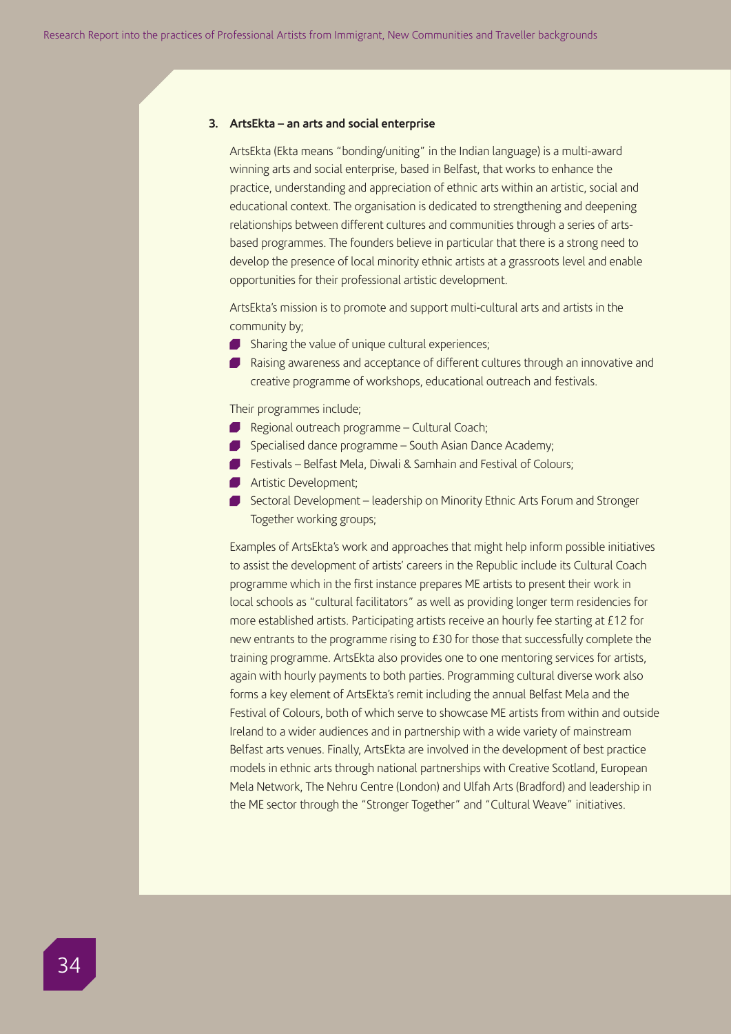### 3. ArtsEkta – an arts and social enterprise

ArtsEkta (Ekta means "bonding/uniting" in the Indian language) is a multi-award winning arts and social enterprise, based in Belfast, that works to enhance the practice, understanding and appreciation of ethnic arts within an artistic, social and educational context. The organisation is dedicated to strengthening and deepening relationships between different cultures and communities through a series of arts-based programmes. The founders believe in particular that there is a strong need to develop the presence of local minority ethnic artists at a grassroots level and enable opportunities for their professional artistic development.

ArtsEkta's mission is to promote and support multi-cultural arts and artists in the community by;

- Sharing the value of unique cultural experiences;
- Raising awareness and acceptance of different cultures through an innovative and creative programme of workshops, educational outreach and festivals.

Their programmes include;

- Regional outreach programme – Cultural Coach;
- Specialised dance programme – South Asian Dance Academy;
- Festivals – Belfast Mela, Diwali & Samhain and Festival of Colours;
- Artistic Development;
- Sectoral Development – leadership on Minority Ethnic Arts Forum and Stronger Together working groups;

Examples of ArtsEkta's work and approaches that might help inform possible initiatives to assist the development of artists' careers in the Republic include its Cultural Coach programme which in the first instance prepares ME artists to present their work in local schools as "cultural facilitators" as well as providing longer term residencies for more established artists. Participating artists receive an hourly fee starting at £12 for new entrants to the programme rising to £30 for those that successfully complete the training programme. ArtsEkta also provides one to one mentoring services for artists, again with hourly payments to both parties. Programming cultural diverse work also forms a key element of ArtsEkta's remit including the annual Belfast Mela and the Festival of Colours, both of which serve to showcase ME artists from within and outside Ireland to a wider audiences and in partnership with a wide variety of mainstream Belfast arts venues. Finally, ArtsEkta are involved in the development of best practice models in ethnic arts through national partnerships with Creative Scotland, European Mela Network, The Nehru Centre (London) and Ulfah Arts (Bradford) and leadership in the ME sector through the "Stronger Together" and "Cultural Weave" initiatives.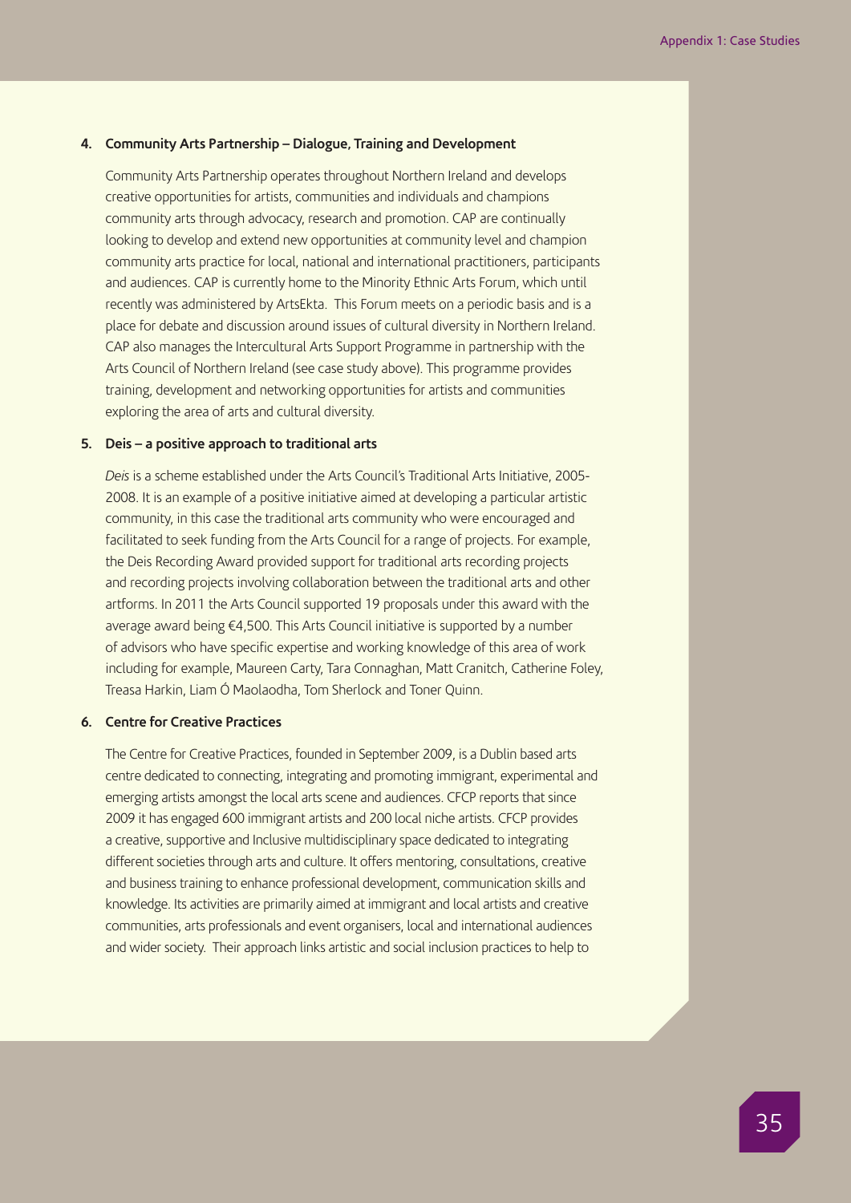### 4. Community Arts Partnership – Dialogue, Training and Development

Community Arts Partnership operates throughout Northern Ireland and develops creative opportunities for artists, communities and individuals and champions community arts through advocacy, research and promotion. CAP are continually looking to develop and extend new opportunities at community level and champion community arts practice for local, national and international practitioners, participants and audiences. CAP is currently home to the Minority Ethnic Arts Forum, which until recently was administered by ArtsEkta. This Forum meets on a periodic basis and is a place for debate and discussion around issues of cultural diversity in Northern Ireland. CAP also manages the Intercultural Arts Support Programme in partnership with the Arts Council of Northern Ireland (see case study above). This programme provides training, development and networking opportunities for artists and communities exploring the area of arts and cultural diversity.

### 5. Deis – a positive approach to traditional arts

*Deis* is a scheme established under the Arts Council's Traditional Arts Initiative, 2005-2008. It is an example of a positive initiative aimed at developing a particular artistic community, in this case the traditional arts community who were encouraged and facilitated to seek funding from the Arts Council for a range of projects. For example, the Deis Recording Award provided support for traditional arts recording projects and recording projects involving collaboration between the traditional arts and other artforms. In 2011 the Arts Council supported 19 proposals under this award with the average award being €4,500. This Arts Council initiative is supported by a number of advisors who have specific expertise and working knowledge of this area of work including for example, Maureen Carty, Tara Connaghan, Matt Cranitch, Catherine Foley, Treasa Harkin, Liam Ó Maolaodha, Tom Sherlock and Toner Quinn.

### 6. Centre for Creative Practices

The Centre for Creative Practices, founded in September 2009, is a Dublin based arts centre dedicated to connecting, integrating and promoting immigrant, experimental and emerging artists amongst the local arts scene and audiences. CFCP reports that since 2009 it has engaged 600 immigrant artists and 200 local niche artists. CFCP provides a creative, supportive and Inclusive multidisciplinary space dedicated to integrating different societies through arts and culture. It offers mentoring, consultations, creative and business training to enhance professional development, communication skills and knowledge. Its activities are primarily aimed at immigrant and local artists and creative communities, arts professionals and event organisers, local and international audiences and wider society. Their approach links artistic and social inclusion practices to help to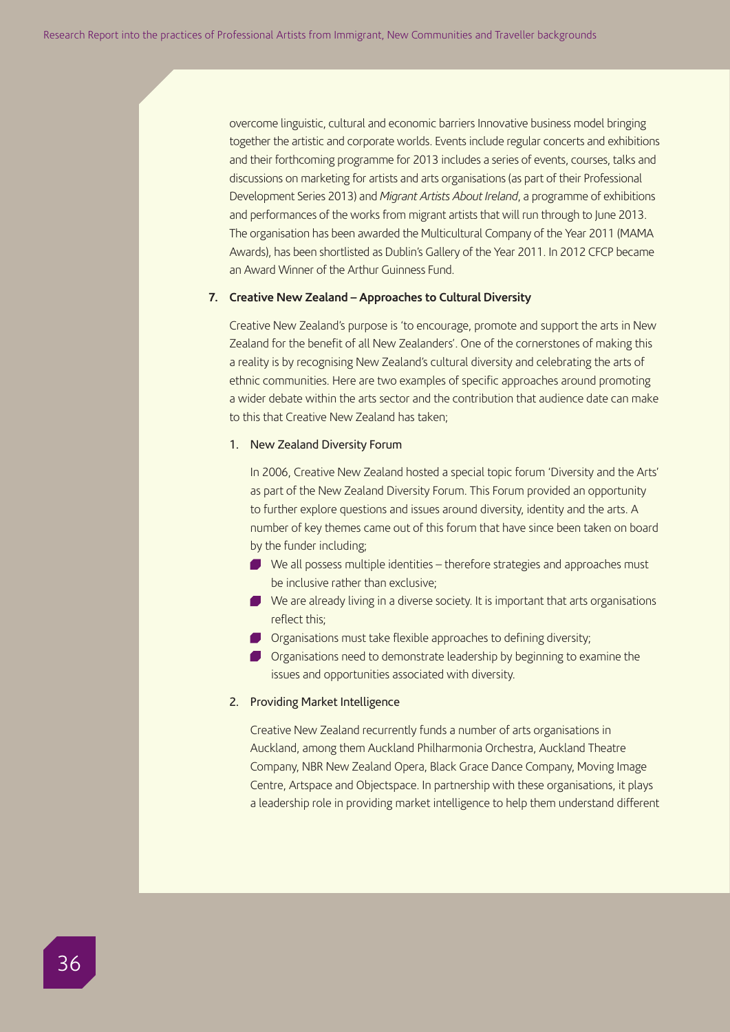overcome linguistic, cultural and economic barriers Innovative business model bringing together the artistic and corporate worlds. Events include regular concerts and exhibitions and their forthcoming programme for 2013 includes a series of events, courses, talks and discussions on marketing for artists and arts organisations (as part of their Professional Development Series 2013) and *Migrant Artists About Ireland*, a programme of exhibitions and performances of the works from migrant artists that will run through to June 2013. The organisation has been awarded the Multicultural Company of the Year 2011 (MAMA Awards), has been shortlisted as Dublin's Gallery of the Year 2011. In 2012 CFCP became an Award Winner of the Arthur Guinness Fund.

**7. Creative New Zealand – Approaches to Cultural Diversity**

Creative New Zealand's purpose is 'to encourage, promote and support the arts in New Zealand for the benefit of all New Zealanders'. One of the cornerstones of making this a reality is by recognising New Zealand's cultural diversity and celebrating the arts of ethnic communities. Here are two examples of specific approaches around promoting a wider debate within the arts sector and the contribution that audience date can make to this that Creative New Zealand has taken;

1. New Zealand Diversity Forum

   In 2006, Creative New Zealand hosted a special topic forum 'Diversity and the Arts' as part of the New Zealand Diversity Forum. This Forum provided an opportunity to further explore questions and issues around diversity, identity and the arts. A number of key themes came out of this forum that have since been taken on board by the funder including;

   - We all possess multiple identities – therefore strategies and approaches must be inclusive rather than exclusive;
   - We are already living in a diverse society. It is important that arts organisations reflect this;
   - Organisations must take flexible approaches to defining diversity;
   - Organisations need to demonstrate leadership by beginning to examine the issues and opportunities associated with diversity.

2. Providing Market Intelligence

   Creative New Zealand recurrently funds a number of arts organisations in Auckland, among them Auckland Philharmonia Orchestra, Auckland Theatre Company, NBR New Zealand Opera, Black Grace Dance Company, Moving Image Centre, Artspace and Objectspace. In partnership with these organisations, it plays a leadership role in providing market intelligence to help them understand different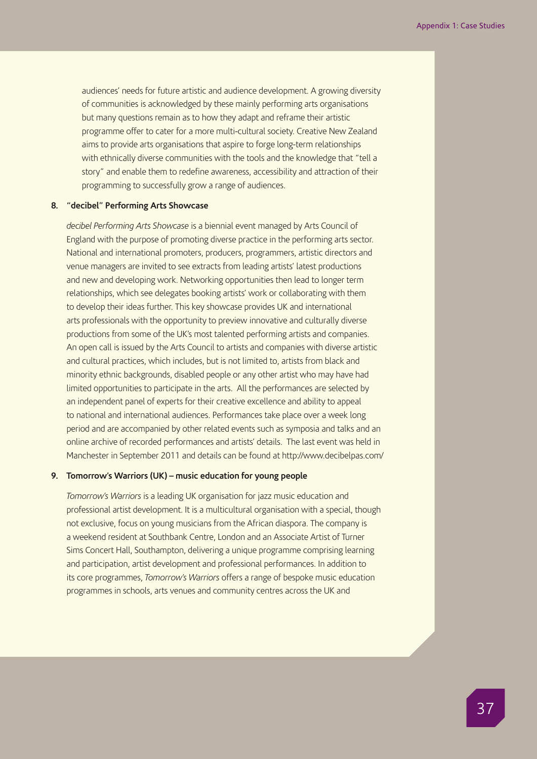audiences' needs for future artistic and audience development. A growing diversity of communities is acknowledged by these mainly performing arts organisations but many questions remain as to how they adapt and reframe their artistic programme offer to cater for a more multi-cultural society. Creative New Zealand aims to provide arts organisations that aspire to forge long-term relationships with ethnically diverse communities with the tools and the knowledge that "tell a story" and enable them to redefine awareness, accessibility and attraction of their programming to successfully grow a range of audiences.

**8. "decibel" Performing Arts Showcase**

*decibel Performing Arts Showcase* is a biennial event managed by Arts Council of England with the purpose of promoting diverse practice in the performing arts sector. National and international promoters, producers, programmers, artistic directors and venue managers are invited to see extracts from leading artists' latest productions and new and developing work. Networking opportunities then lead to longer term relationships, which see delegates booking artists' work or collaborating with them to develop their ideas further. This key showcase provides UK and international arts professionals with the opportunity to preview innovative and culturally diverse productions from some of the UK's most talented performing artists and companies. An open call is issued by the Arts Council to artists and companies with diverse artistic and cultural practices, which includes, but is not limited to, artists from black and minority ethnic backgrounds, disabled people or any other artist who may have had limited opportunities to participate in the arts. All the performances are selected by an independent panel of experts for their creative excellence and ability to appeal to national and international audiences. Performances take place over a week long period and are accompanied by other related events such as symposia and talks and an online archive of recorded performances and artists' details. The last event was held in Manchester in September 2011 and details can be found at http://www.decibelpas.com/

**9. Tomorrow's Warriors (UK) – music education for young people**

*Tomorrow's Warriors* is a leading UK organisation for jazz music education and professional artist development. It is a multicultural organisation with a special, though not exclusive, focus on young musicians from the African diaspora. The company is a weekend resident at Southbank Centre, London and an Associate Artist of Turner Sims Concert Hall, Southampton, delivering a unique programme comprising learning and participation, artist development and professional performances. In addition to its core programmes, *Tomorrow's Warriors* offers a range of bespoke music education programmes in schools, arts venues and community centres across the UK and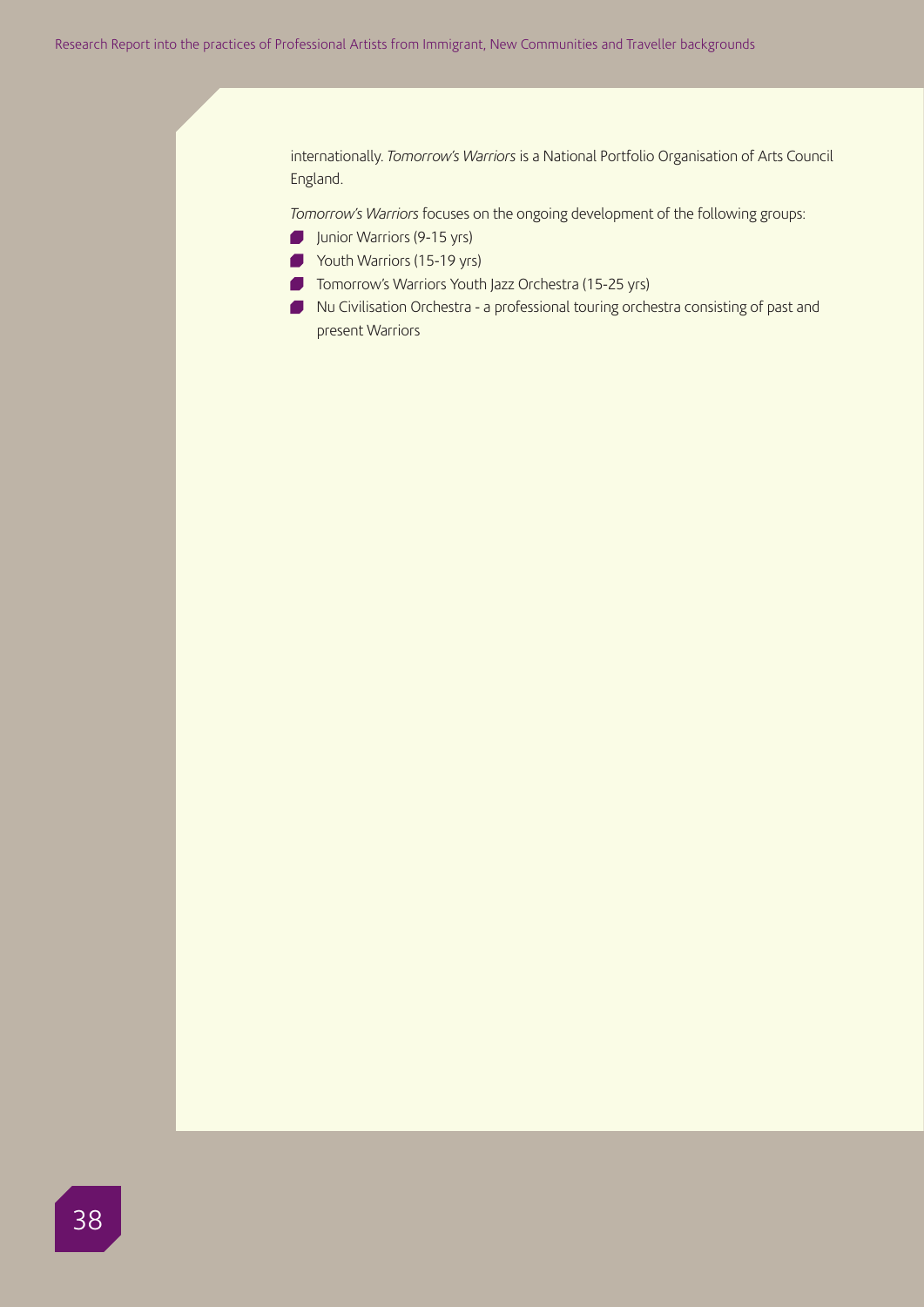internationally. *Tomorrow's Warriors* is a National Portfolio Organisation of Arts Council England.

*Tomorrow's Warriors* focuses on the ongoing development of the following groups:

- Junior Warriors (9-15 yrs)
- Youth Warriors (15-19 yrs)
- Tomorrow's Warriors Youth Jazz Orchestra (15-25 yrs)
- Nu Civilisation Orchestra - a professional touring orchestra consisting of past and present Warriors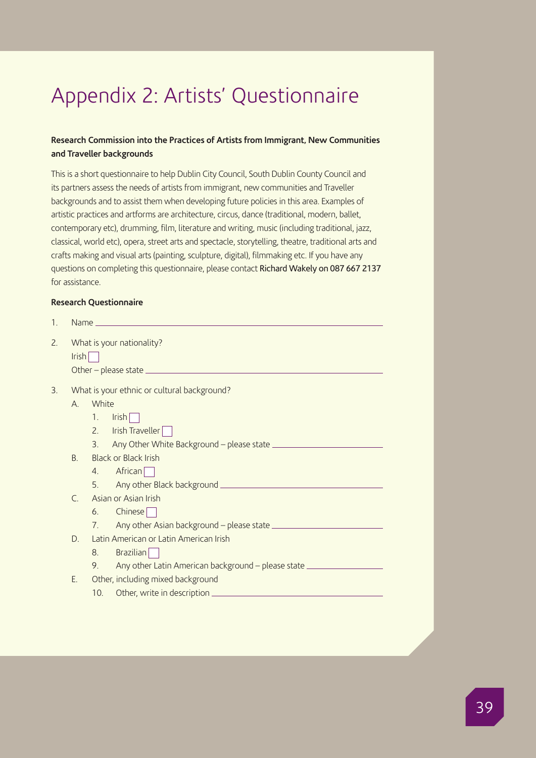# Appendix 2: Artists' Questionnaire

**Research Commission into the Practices of Artists from Immigrant, New Communities and Traveller backgrounds**

This is a short questionnaire to help Dublin City Council, South Dublin County Council and its partners assess the needs of artists from immigrant, new communities and Traveller backgrounds and to assist them when developing future policies in this area. Examples of artistic practices and artforms are architecture, circus, dance (traditional, modern, ballet, contemporary etc), drumming, film, literature and writing, music (including traditional, jazz, classical, world etc), opera, street arts and spectacle, storytelling, theatre, traditional arts and crafts making and visual arts (painting, sculpture, digital), filmmaking etc. If you have any questions on completing this questionnaire, please contact **Richard Wakely on 087 667 2137** for assistance.

**Research Questionnaire**

1. Name ______________________________

2. What is your nationality?

   Irish ☐

   Other – please state ______________________________

3. What is your ethnic or cultural background?

   A. White
      1. Irish ☐
      2. Irish Traveller ☐
      3. Any Other White Background – please state ______________________________

   B. Black or Black Irish
      4. African ☐
      5. Any other Black background ______________________________

   C. Asian or Asian Irish
      6. Chinese ☐
      7. Any other Asian background – please state ______________________________

   D. Latin American or Latin American Irish
      8. Brazilian ☐
      9. Any other Latin American background – please state ______________________________

   E. Other, including mixed background
      10. Other, write in description ______________________________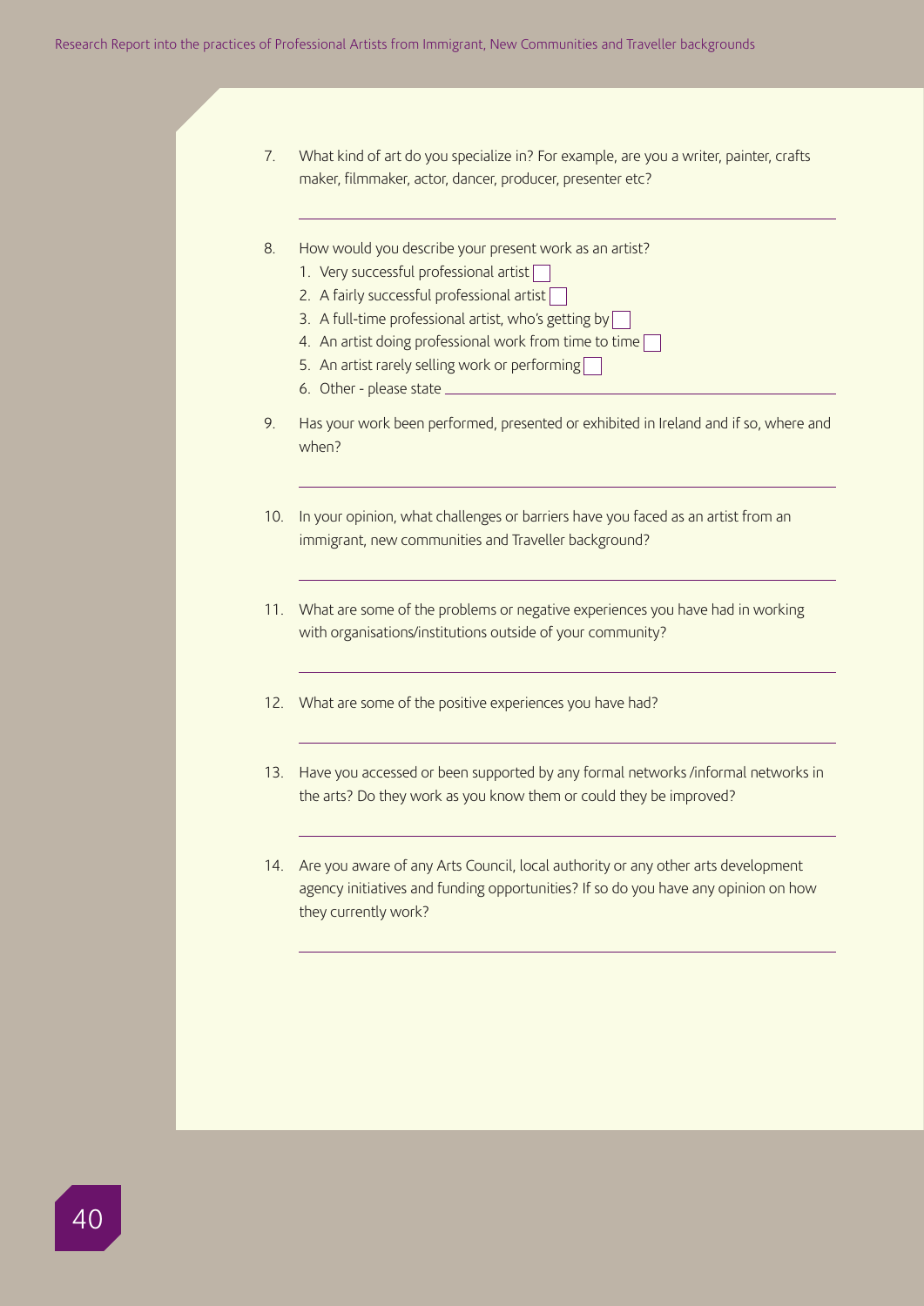7. What kind of art do you specialize in? For example, are you a writer, painter, crafts maker, filmmaker, actor, dancer, producer, presenter etc?

___

8. How would you describe your present work as an artist?
   1. Very successful professional artist ☐
   2. A fairly successful professional artist ☐
   3. A full-time professional artist, who's getting by ☐
   4. An artist doing professional work from time to time ☐
   5. An artist rarely selling work or performing ☐
   6. Other - please state ___

9. Has your work been performed, presented or exhibited in Ireland and if so, where and when?

___

10. In your opinion, what challenges or barriers have you faced as an artist from an immigrant, new communities and Traveller background?

___

11. What are some of the problems or negative experiences you have had in working with organisations/institutions outside of your community?

___

12. What are some of the positive experiences you have had?

___

13. Have you accessed or been supported by any formal networks /informal networks in the arts? Do they work as you know them or could they be improved?

___

14. Are you aware of any Arts Council, local authority or any other arts development agency initiatives and funding opportunities? If so do you have any opinion on how they currently work?

___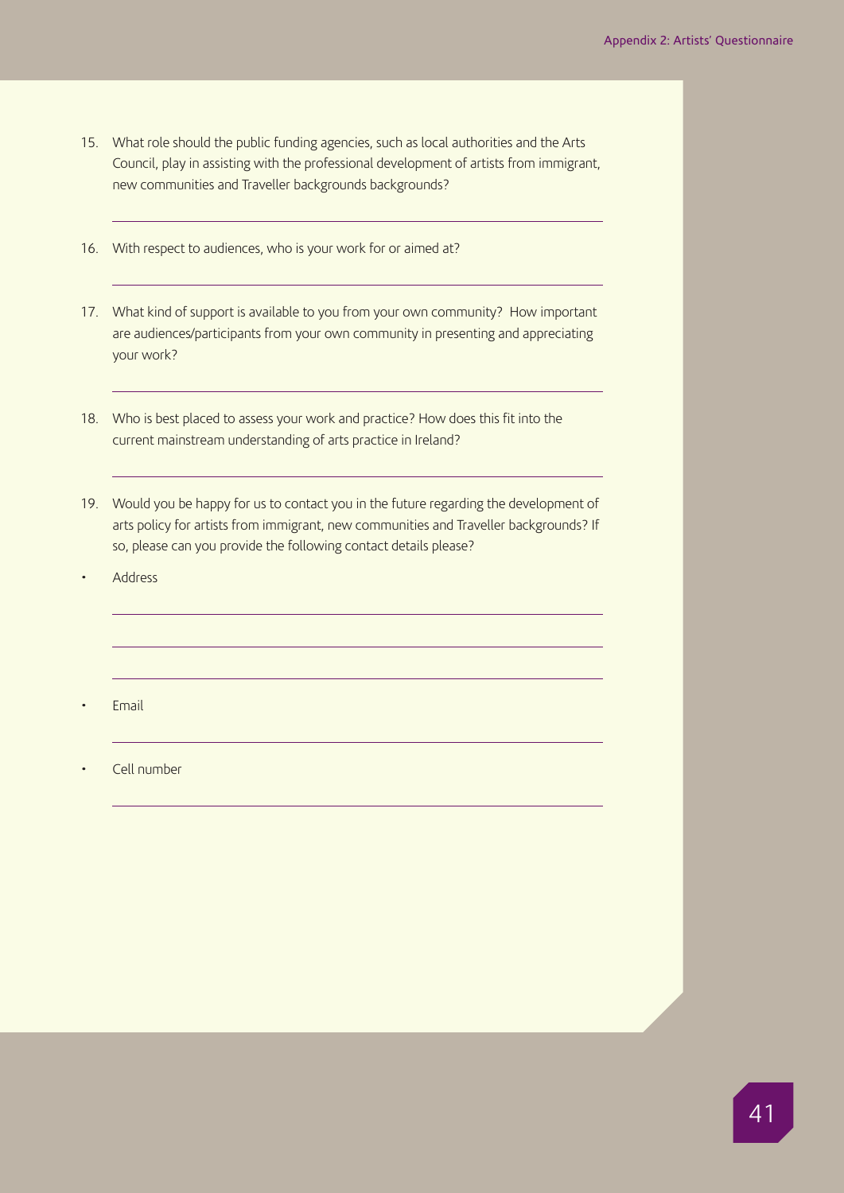15. What role should the public funding agencies, such as local authorities and the Arts Council, play in assisting with the professional development of artists from immigrant, new communities and Traveller backgrounds backgrounds?

16. With respect to audiences, who is your work for or aimed at?

17. What kind of support is available to you from your own community? How important are audiences/participants from your own community in presenting and appreciating your work?

18. Who is best placed to assess your work and practice? How does this fit into the current mainstream understanding of arts practice in Ireland?

19. Would you be happy for us to contact you in the future regarding the development of arts policy for artists from immigrant, new communities and Traveller backgrounds? If so, please can you provide the following contact details please?

- Address
- Email
- Cell number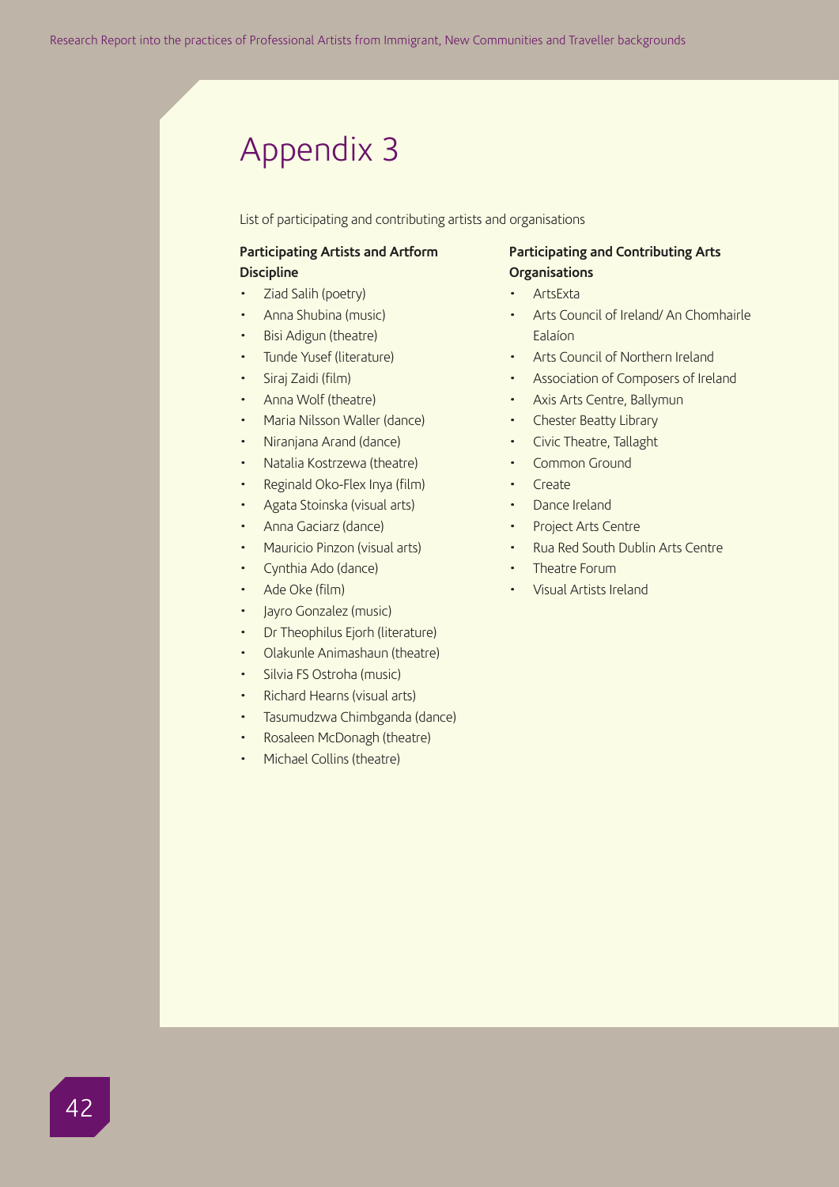# Appendix 3

List of participating and contributing artists and organisations

### Participating Artists and Artform Discipline

- Ziad Salih (poetry)
- Anna Shubina (music)
- Bisi Adigun (theatre)
- Tunde Yusef (literature)
- Siraj Zaidi (film)
- Anna Wolf (theatre)
- Maria Nilsson Waller (dance)
- Niranjana Arand (dance)
- Natalia Kostrzewa (theatre)
- Reginald Oko-Flex Inya (film)
- Agata Stoinska (visual arts)
- Anna Gaciarz (dance)
- Mauricio Pinzon (visual arts)
- Cynthia Ado (dance)
- Ade Oke (film)
- Jayro Gonzalez (music)
- Dr Theophilus Ejorh (literature)
- Olakunle Animashaun (theatre)
- Silvia FS Ostroha (music)
- Richard Hearns (visual arts)
- Tasumudzwa Chimbganda (dance)
- Rosaleen McDonagh (theatre)
- Michael Collins (theatre)

### Participating and Contributing Arts Organisations

- ArtsExta
- Arts Council of Ireland/ An Chomhairle Ealaíon
- Arts Council of Northern Ireland
- Association of Composers of Ireland
- Axis Arts Centre, Ballymun
- Chester Beatty Library
- Civic Theatre, Tallaght
- Common Ground
- Create
- Dance Ireland
- Project Arts Centre
- Rua Red South Dublin Arts Centre
- Theatre Forum
- Visual Artists Ireland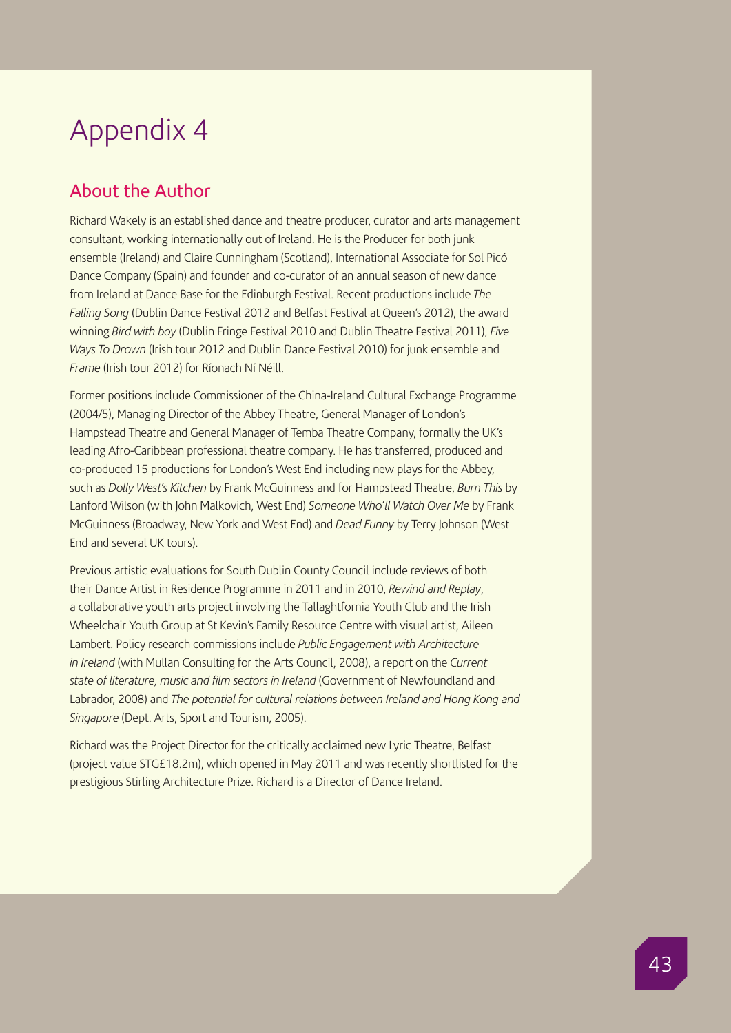# Appendix 4

## About the Author

Richard Wakely is an established dance and theatre producer, curator and arts management consultant, working internationally out of Ireland. He is the Producer for both junk ensemble (Ireland) and Claire Cunningham (Scotland), International Associate for Sol Picó Dance Company (Spain) and founder and co-curator of an annual season of new dance from Ireland at Dance Base for the Edinburgh Festival. Recent productions include *The Falling Song* (Dublin Dance Festival 2012 and Belfast Festival at Queen's 2012), the award winning *Bird with boy* (Dublin Fringe Festival 2010 and Dublin Theatre Festival 2011), *Five Ways To Drown* (Irish tour 2012 and Dublin Dance Festival 2010) for junk ensemble and *Frame* (Irish tour 2012) for Ríonach Ní Néill.

Former positions include Commissioner of the China-Ireland Cultural Exchange Programme (2004/5), Managing Director of the Abbey Theatre, General Manager of London's Hampstead Theatre and General Manager of Temba Theatre Company, formally the UK's leading Afro-Caribbean professional theatre company. He has transferred, produced and co-produced 15 productions for London's West End including new plays for the Abbey, such as *Dolly West's Kitchen* by Frank McGuinness and for Hampstead Theatre, *Burn This* by Lanford Wilson (with John Malkovich, West End) *Someone Who'll Watch Over Me* by Frank McGuinness (Broadway, New York and West End) and *Dead Funny* by Terry Johnson (West End and several UK tours).

Previous artistic evaluations for South Dublin County Council include reviews of both their Dance Artist in Residence Programme in 2011 and in 2010, *Rewind and Replay*, a collaborative youth arts project involving the Tallaghtfornia Youth Club and the Irish Wheelchair Youth Group at St Kevin's Family Resource Centre with visual artist, Aileen Lambert. Policy research commissions include *Public Engagement with Architecture in Ireland* (with Mullan Consulting for the Arts Council, 2008), a report on the *Current state of literature, music and film sectors in Ireland* (Government of Newfoundland and Labrador, 2008) and *The potential for cultural relations between Ireland and Hong Kong and Singapore* (Dept. Arts, Sport and Tourism, 2005).

Richard was the Project Director for the critically acclaimed new Lyric Theatre, Belfast (project value STG£18.2m), which opened in May 2011 and was recently shortlisted for the prestigious Stirling Architecture Prize. Richard is a Director of Dance Ireland.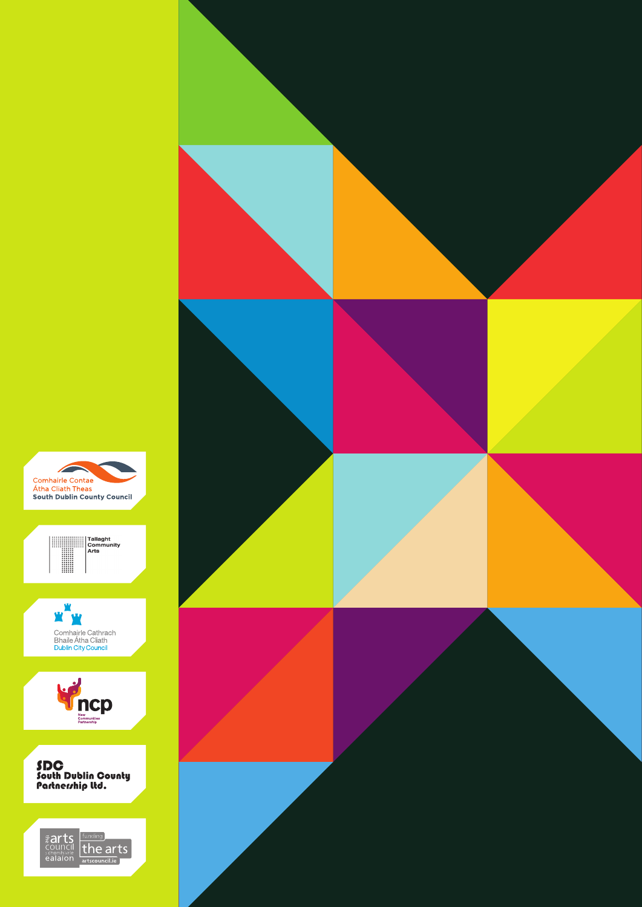Comhairle Contae Átha Cliath Theas
South Dublin County Council

Tallaght Community Arts

Comhairle Cathrach Bhaile Átha Cliath
Dublin City Council

ncp
New Communities Partnership

SDC
South Dublin County Partnership ltd.

arts council
chomhairle ealaíon
funding the arts
artscouncil.ie